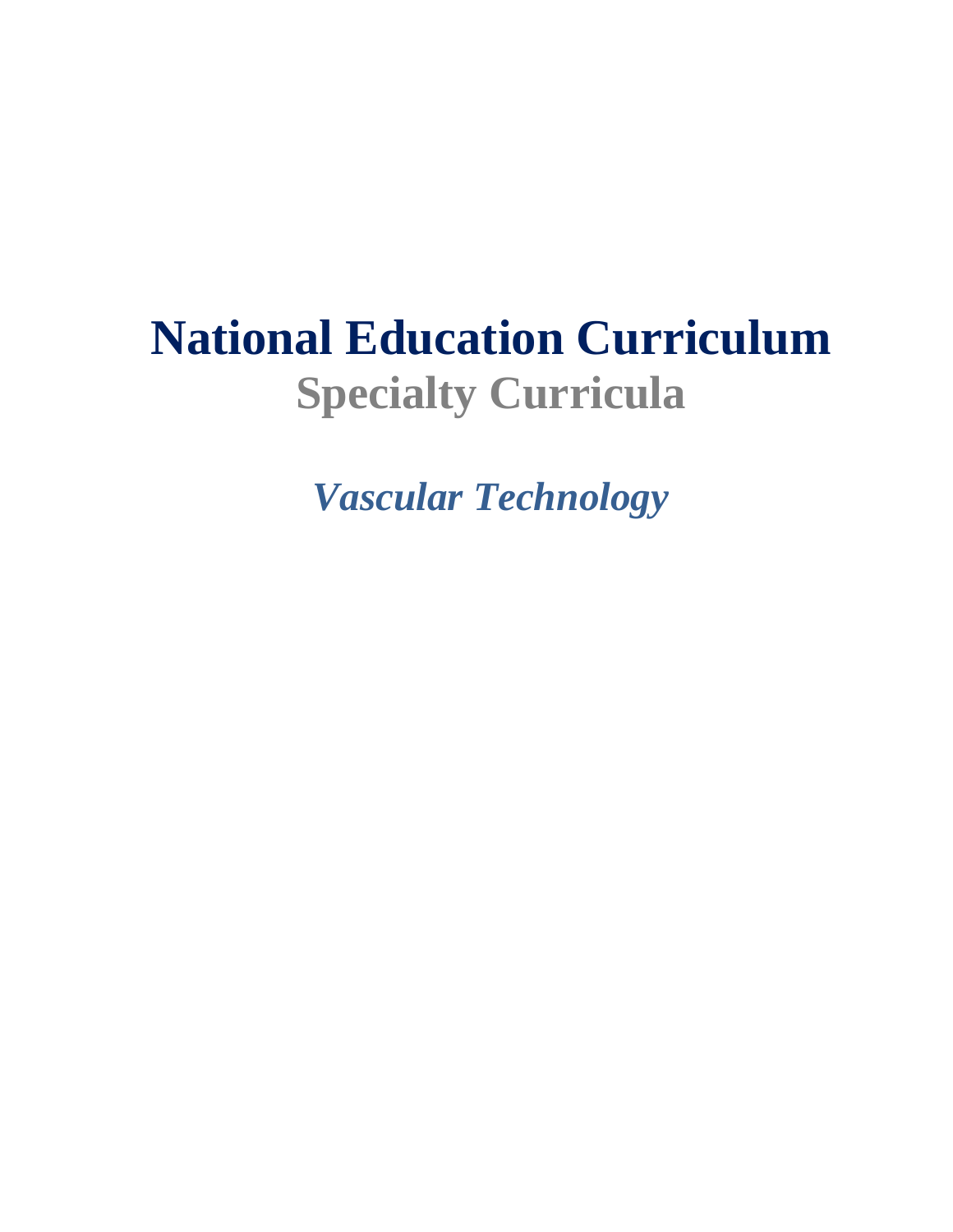# National Education Curriculum

## Specialty Curricula

### *Vascular Technology*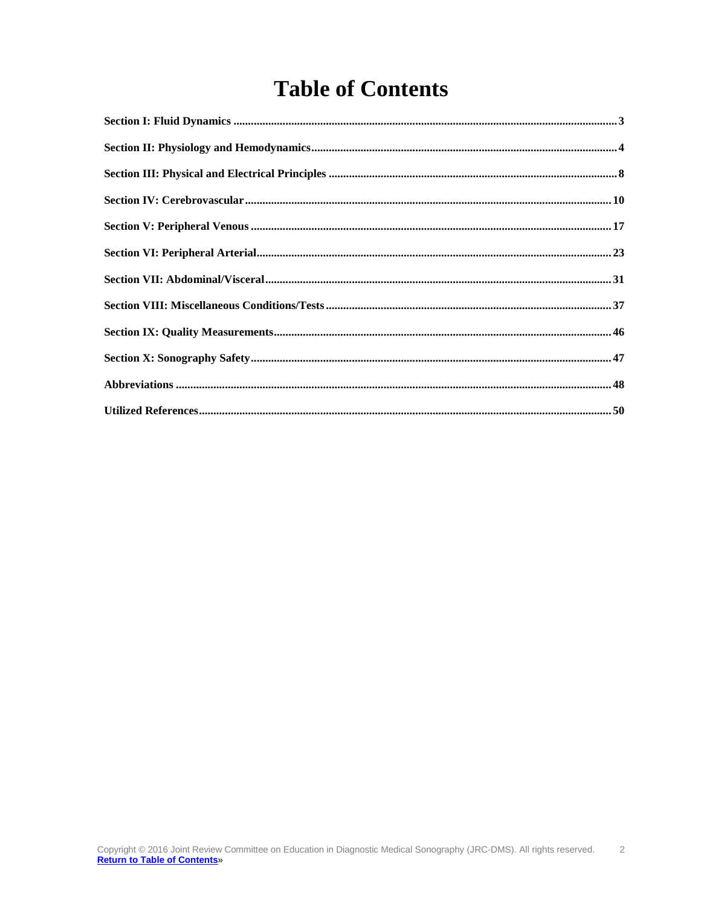# Table of Contents

**Section I: Fluid Dynamics** .......... 3

**Section II: Physiology and Hemodynamics** .......... 4

**Section III: Physical and Electrical Principles** .......... 8

**Section IV: Cerebrovascular** .......... 10

**Section V: Peripheral Venous** .......... 17

**Section VI: Peripheral Arterial** .......... 23

**Section VII: Abdominal/Visceral** .......... 31

**Section VIII: Miscellaneous Conditions/Tests** .......... 37

**Section IX: Quality Measurements** .......... 46

**Section X: Sonography Safety** .......... 47

**Abbreviations** .......... 48

**Utilized References** .......... 50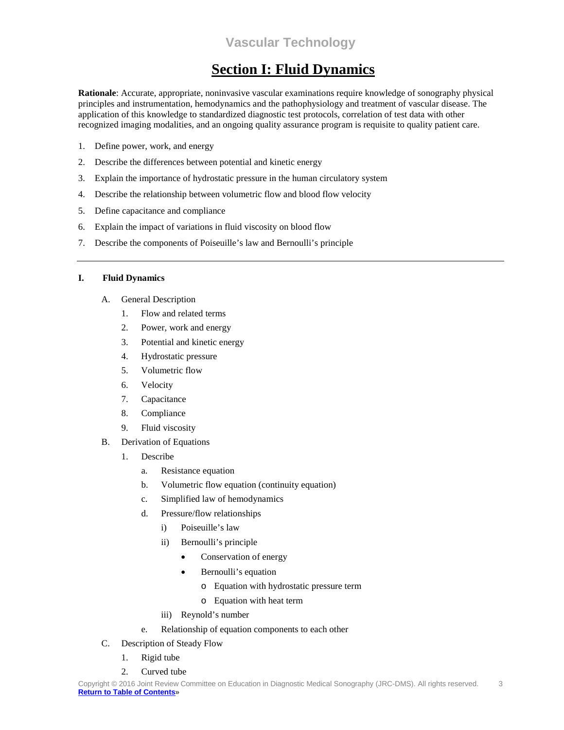Vascular Technology

# Section I: Fluid Dynamics

**Rationale**: Accurate, appropriate, noninvasive vascular examinations require knowledge of sonography physical principles and instrumentation, hemodynamics and the pathophysiology and treatment of vascular disease. The application of this knowledge to standardized diagnostic test protocols, correlation of test data with other recognized imaging modalities, and an ongoing quality assurance program is requisite to quality patient care.

1. Define power, work, and energy
2. Describe the differences between potential and kinetic energy
3. Explain the importance of hydrostatic pressure in the human circulatory system
4. Describe the relationship between volumetric flow and blood flow velocity
5. Define capacitance and compliance
6. Explain the impact of variations in fluid viscosity on blood flow
7. Describe the components of Poiseuille's law and Bernoulli's principle

---

**I. Fluid Dynamics**

- A. General Description
  1. Flow and related terms
  2. Power, work and energy
  3. Potential and kinetic energy
  4. Hydrostatic pressure
  5. Volumetric flow
  6. Velocity
  7. Capacitance
  8. Compliance
  9. Fluid viscosity
- B. Derivation of Equations
  1. Describe
     - a. Resistance equation
     - b. Volumetric flow equation (continuity equation)
     - c. Simplified law of hemodynamics
     - d. Pressure/flow relationships
       - i) Poiseuille's law
       - ii) Bernoulli's principle
         - Conservation of energy
         - Bernoulli's equation
           - o Equation with hydrostatic pressure term
           - o Equation with heat term
       - iii) Reynold's number
     - e. Relationship of equation components to each other
- C. Description of Steady Flow
  1. Rigid tube
  2. Curved tube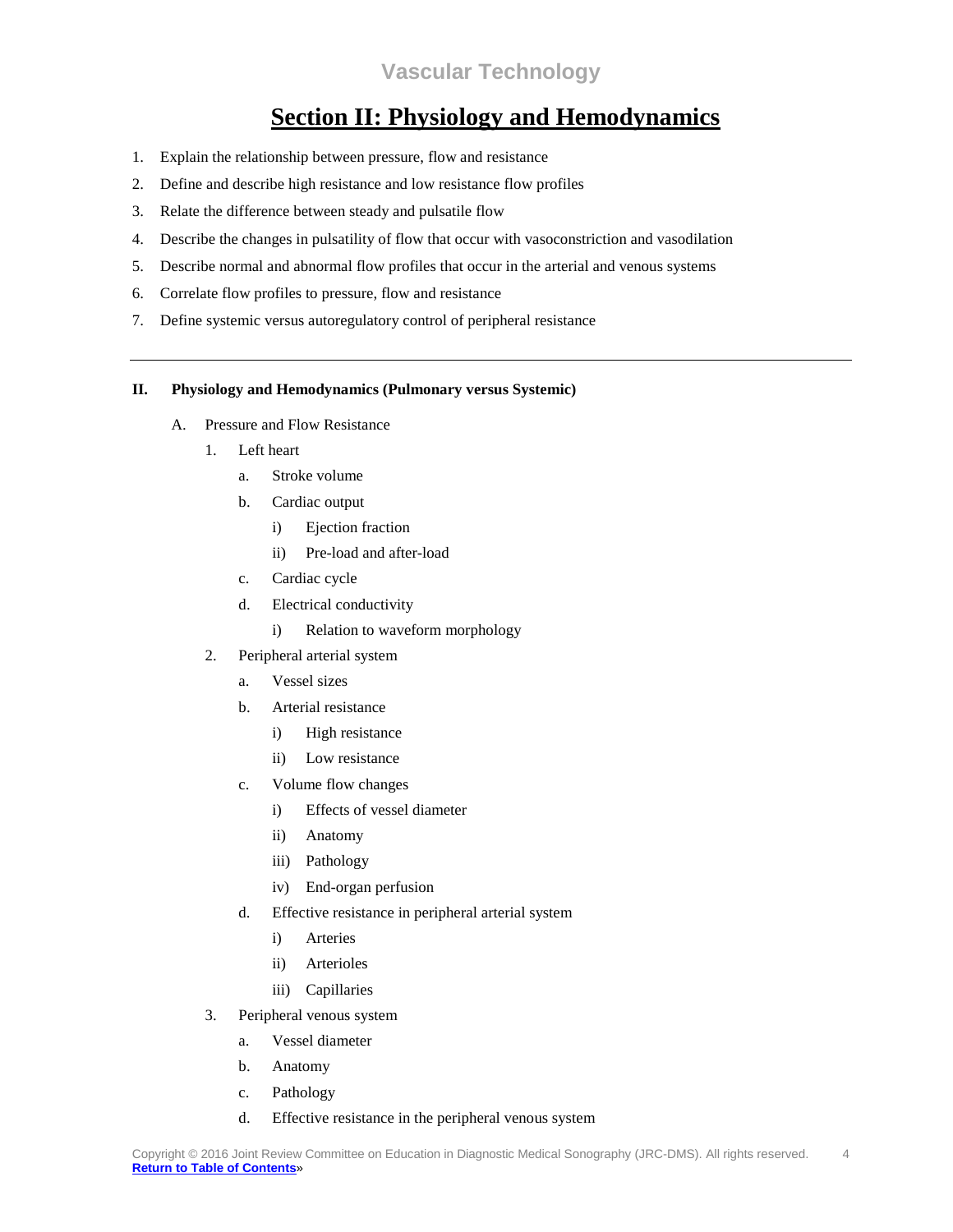# Section II: Physiology and Hemodynamics

1. Explain the relationship between pressure, flow and resistance
2. Define and describe high resistance and low resistance flow profiles
3. Relate the difference between steady and pulsatile flow
4. Describe the changes in pulsatility of flow that occur with vasoconstriction and vasodilation
5. Describe normal and abnormal flow profiles that occur in the arterial and venous systems
6. Correlate flow profiles to pressure, flow and resistance
7. Define systemic versus autoregulatory control of peripheral resistance

---

**II. Physiology and Hemodynamics (Pulmonary versus Systemic)**

- A. Pressure and Flow Resistance
  - 1. Left heart
    - a. Stroke volume
    - b. Cardiac output
      - i) Ejection fraction
      - ii) Pre-load and after-load
    - c. Cardiac cycle
    - d. Electrical conductivity
      - i) Relation to waveform morphology
  - 2. Peripheral arterial system
    - a. Vessel sizes
    - b. Arterial resistance
      - i) High resistance
      - ii) Low resistance
    - c. Volume flow changes
      - i) Effects of vessel diameter
      - ii) Anatomy
      - iii) Pathology
      - iv) End-organ perfusion
    - d. Effective resistance in peripheral arterial system
      - i) Arteries
      - ii) Arterioles
      - iii) Capillaries
  - 3. Peripheral venous system
    - a. Vessel diameter
    - b. Anatomy
    - c. Pathology
    - d. Effective resistance in the peripheral venous system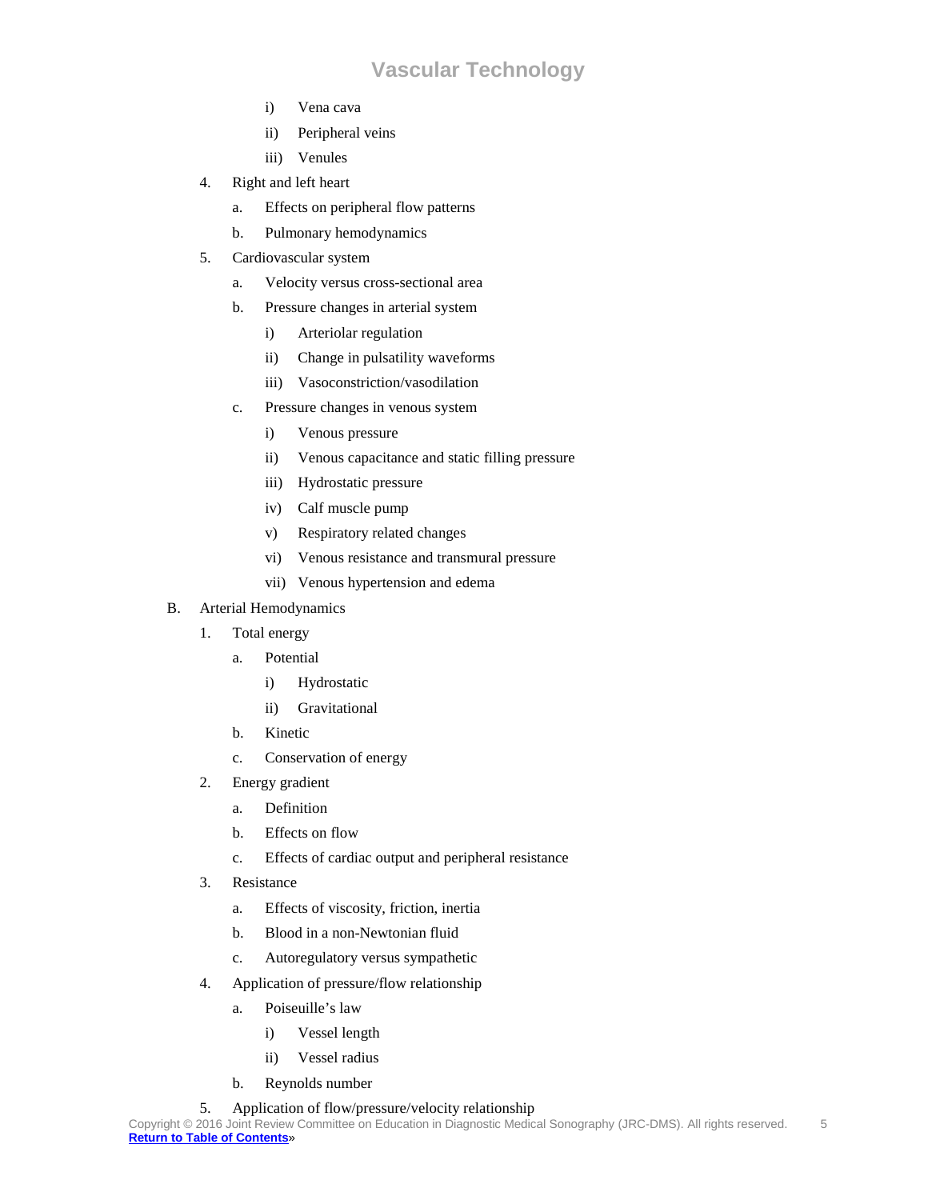i) Vena cava
            ii) Peripheral veins
            iii) Venules

4. Right and left heart
    a. Effects on peripheral flow patterns
    b. Pulmonary hemodynamics
5. Cardiovascular system
    a. Velocity versus cross-sectional area
    b. Pressure changes in arterial system
        i) Arteriolar regulation
        ii) Change in pulsatility waveforms
        iii) Vasoconstriction/vasodilation
    c. Pressure changes in venous system
        i) Venous pressure
        ii) Venous capacitance and static filling pressure
        iii) Hydrostatic pressure
        iv) Calf muscle pump
        v) Respiratory related changes
        vi) Venous resistance and transmural pressure
        vii) Venous hypertension and edema

B. Arterial Hemodynamics
1. Total energy
    a. Potential
        i) Hydrostatic
        ii) Gravitational
    b. Kinetic
    c. Conservation of energy
2. Energy gradient
    a. Definition
    b. Effects on flow
    c. Effects of cardiac output and peripheral resistance
3. Resistance
    a. Effects of viscosity, friction, inertia
    b. Blood in a non-Newtonian fluid
    c. Autoregulatory versus sympathetic
4. Application of pressure/flow relationship
    a. Poiseuille's law
        i) Vessel length
        ii) Vessel radius
    b. Reynolds number
5. Application of flow/pressure/velocity relationship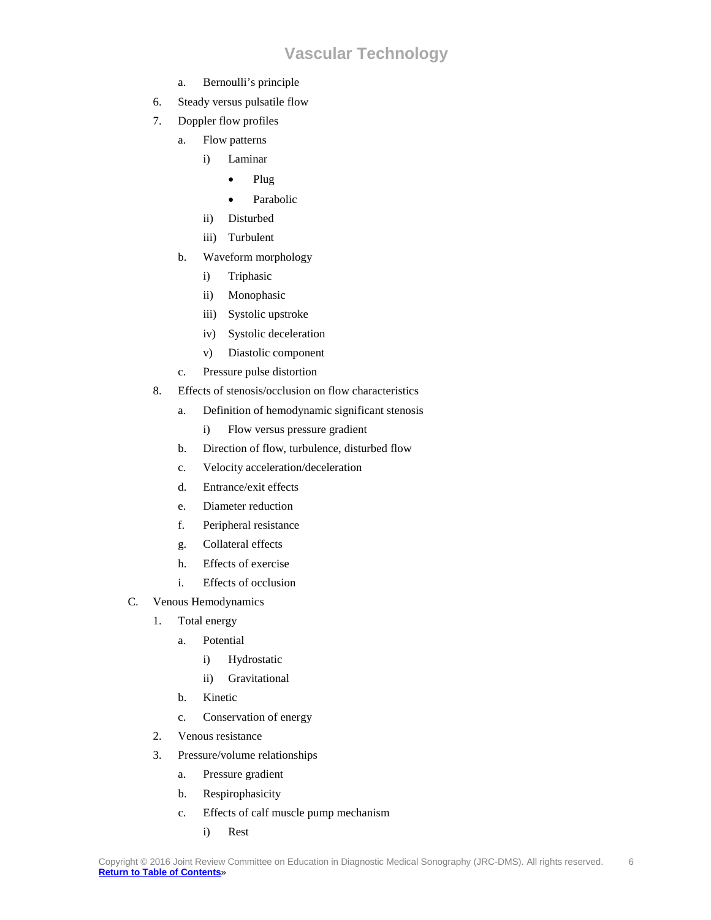- a. Bernoulli's principle
6. Steady versus pulsatile flow
7. Doppler flow profiles
   - a. Flow patterns
     - i) Laminar
       - Plug
       - Parabolic
     - ii) Disturbed
     - iii) Turbulent
   - b. Waveform morphology
     - i) Triphasic
     - ii) Monophasic
     - iii) Systolic upstroke
     - iv) Systolic deceleration
     - v) Diastolic component
   - c. Pressure pulse distortion
8. Effects of stenosis/occlusion on flow characteristics
   - a. Definition of hemodynamic significant stenosis
     - i) Flow versus pressure gradient
   - b. Direction of flow, turbulence, disturbed flow
   - c. Velocity acceleration/deceleration
   - d. Entrance/exit effects
   - e. Diameter reduction
   - f. Peripheral resistance
   - g. Collateral effects
   - h. Effects of exercise
   - i. Effects of occlusion

C. Venous Hemodynamics

1. Total energy
   - a. Potential
     - i) Hydrostatic
     - ii) Gravitational
   - b. Kinetic
   - c. Conservation of energy
2. Venous resistance
3. Pressure/volume relationships
   - a. Pressure gradient
   - b. Respirophasicity
   - c. Effects of calf muscle pump mechanism
     - i) Rest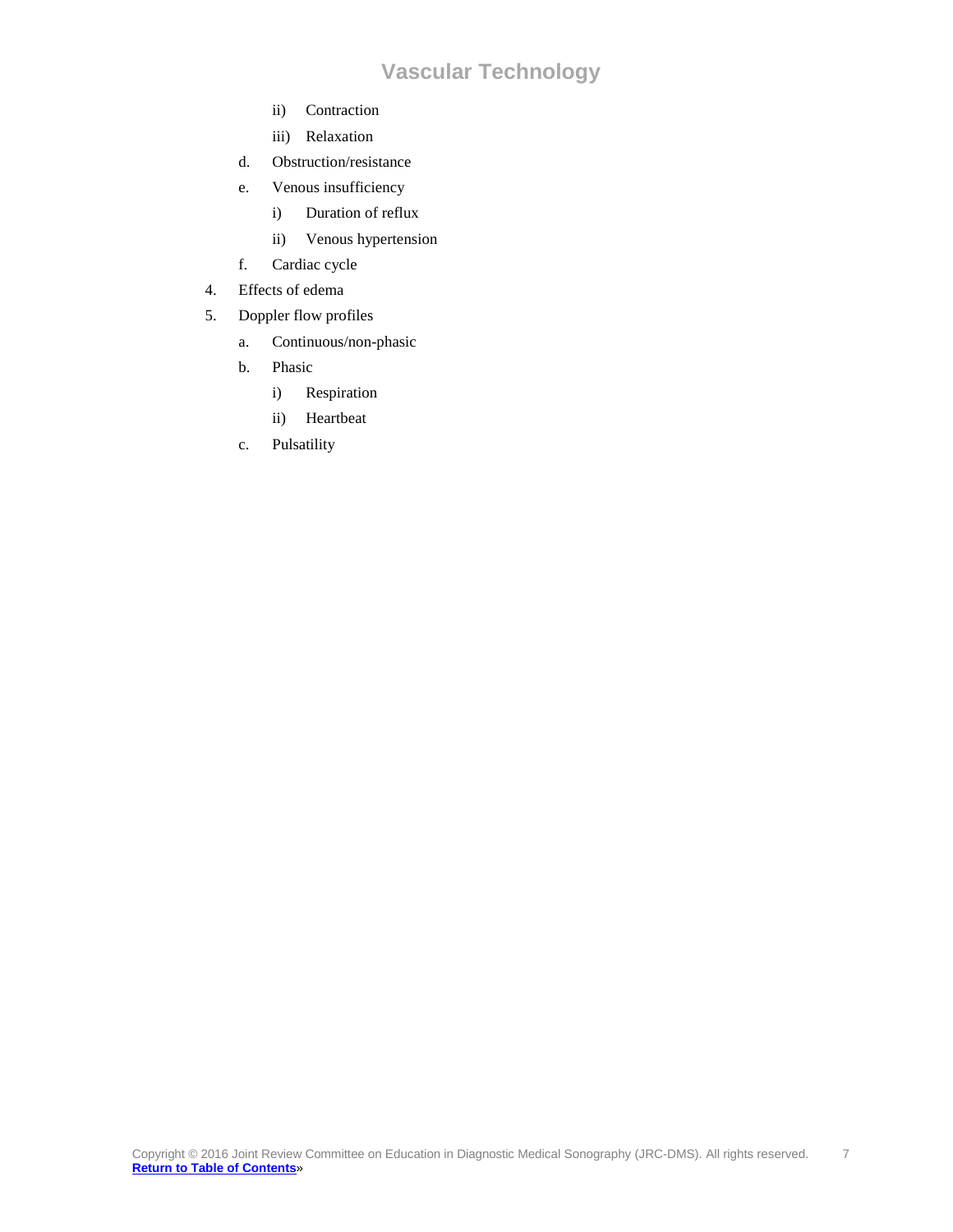ii) Contraction

iii) Relaxation

d. Obstruction/resistance

e. Venous insufficiency

   i) Duration of reflux

   ii) Venous hypertension

f. Cardiac cycle

4. Effects of edema

5. Doppler flow profiles

   a. Continuous/non-phasic

   b. Phasic

      i) Respiration

      ii) Heartbeat

   c. Pulsatility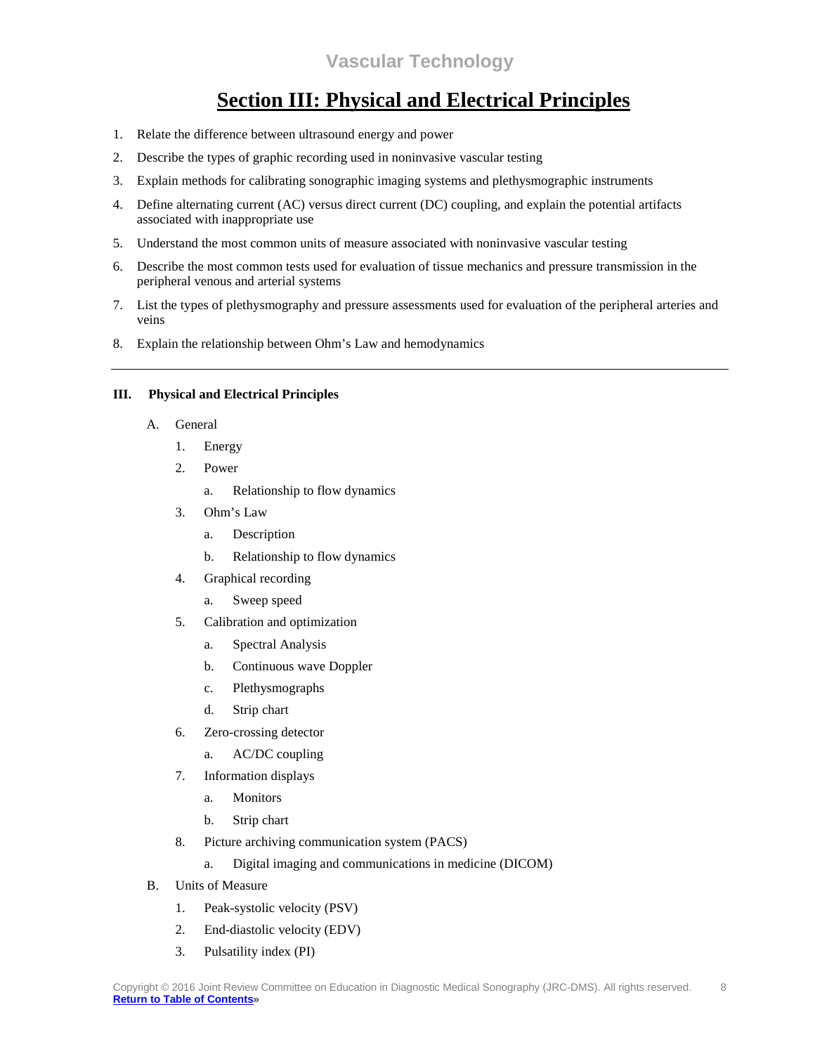# Section III: Physical and Electrical Principles

1. Relate the difference between ultrasound energy and power
2. Describe the types of graphic recording used in noninvasive vascular testing
3. Explain methods for calibrating sonographic imaging systems and plethysmographic instruments
4. Define alternating current (AC) versus direct current (DC) coupling, and explain the potential artifacts associated with inappropriate use
5. Understand the most common units of measure associated with noninvasive vascular testing
6. Describe the most common tests used for evaluation of tissue mechanics and pressure transmission in the peripheral venous and arterial systems
7. List the types of plethysmography and pressure assessments used for evaluation of the peripheral arteries and veins
8. Explain the relationship between Ohm's Law and hemodynamics

---

**III. Physical and Electrical Principles**

- A. General
  1. Energy
  2. Power
     - a. Relationship to flow dynamics
  3. Ohm's Law
     - a. Description
     - b. Relationship to flow dynamics
  4. Graphical recording
     - a. Sweep speed
  5. Calibration and optimization
     - a. Spectral Analysis
     - b. Continuous wave Doppler
     - c. Plethysmographs
     - d. Strip chart
  6. Zero-crossing detector
     - a. AC/DC coupling
  7. Information displays
     - a. Monitors
     - b. Strip chart
  8. Picture archiving communication system (PACS)
     - a. Digital imaging and communications in medicine (DICOM)
- B. Units of Measure
  1. Peak-systolic velocity (PSV)
  2. End-diastolic velocity (EDV)
  3. Pulsatility index (PI)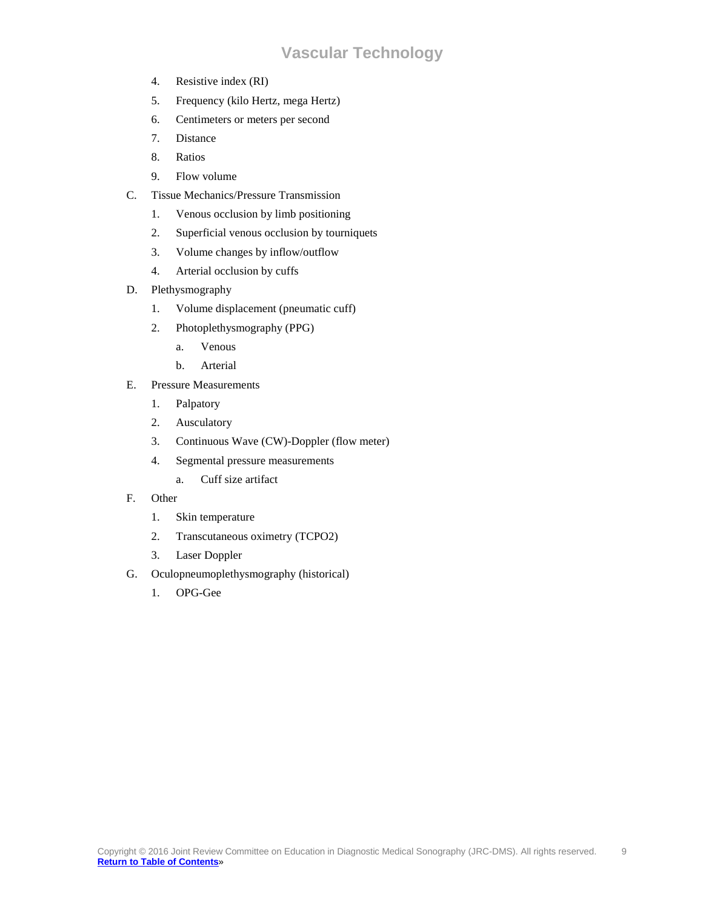4. Resistive index (RI)
5. Frequency (kilo Hertz, mega Hertz)
6. Centimeters or meters per second
7. Distance
8. Ratios
9. Flow volume

C. Tissue Mechanics/Pressure Transmission

1. Venous occlusion by limb positioning
2. Superficial venous occlusion by tourniquets
3. Volume changes by inflow/outflow
4. Arterial occlusion by cuffs

D. Plethysmography

1. Volume displacement (pneumatic cuff)
2. Photoplethysmography (PPG)
    a. Venous
    b. Arterial

E. Pressure Measurements

1. Palpatory
2. Ausculatory
3. Continuous Wave (CW)-Doppler (flow meter)
4. Segmental pressure measurements
    a. Cuff size artifact

F. Other

1. Skin temperature
2. Transcutaneous oximetry (TCPO2)
3. Laser Doppler

G. Oculopneumoplethysmography (historical)

1. OPG-Gee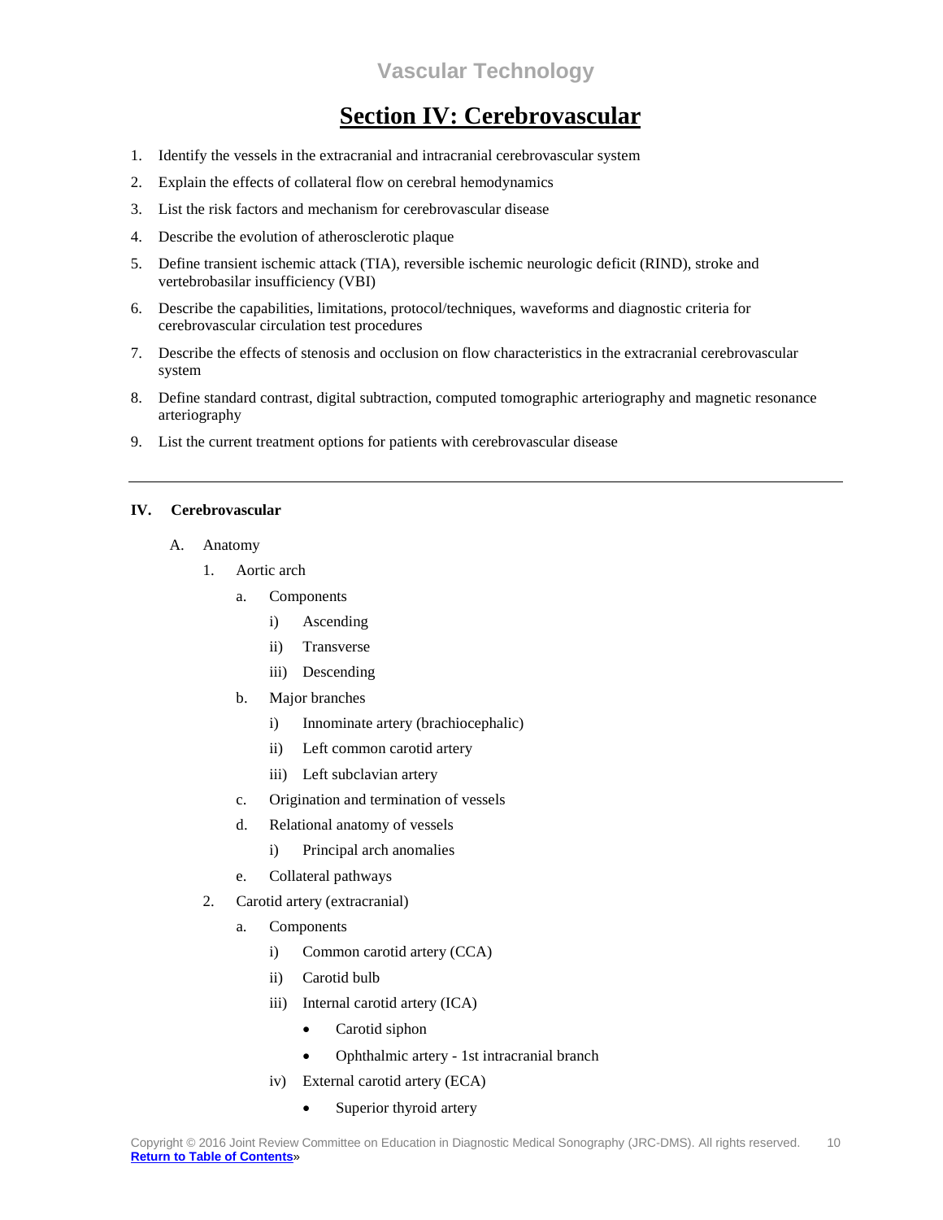# Vascular Technology

## Section IV: Cerebrovascular

1. Identify the vessels in the extracranial and intracranial cerebrovascular system
2. Explain the effects of collateral flow on cerebral hemodynamics
3. List the risk factors and mechanism for cerebrovascular disease
4. Describe the evolution of atherosclerotic plaque
5. Define transient ischemic attack (TIA), reversible ischemic neurologic deficit (RIND), stroke and vertebrobasilar insufficiency (VBI)
6. Describe the capabilities, limitations, protocol/techniques, waveforms and diagnostic criteria for cerebrovascular circulation test procedures
7. Describe the effects of stenosis and occlusion on flow characteristics in the extracranial cerebrovascular system
8. Define standard contrast, digital subtraction, computed tomographic arteriography and magnetic resonance arteriography
9. List the current treatment options for patients with cerebrovascular disease

---

**IV. Cerebrovascular**

- A. Anatomy
  - 1. Aortic arch
    - a. Components
      - i) Ascending
      - ii) Transverse
      - iii) Descending
    - b. Major branches
      - i) Innominate artery (brachiocephalic)
      - ii) Left common carotid artery
      - iii) Left subclavian artery
    - c. Origination and termination of vessels
    - d. Relational anatomy of vessels
      - i) Principal arch anomalies
    - e. Collateral pathways
  - 2. Carotid artery (extracranial)
    - a. Components
      - i) Common carotid artery (CCA)
      - ii) Carotid bulb
      - iii) Internal carotid artery (ICA)
        - Carotid siphon
        - Ophthalmic artery - 1st intracranial branch
      - iv) External carotid artery (ECA)
        - Superior thyroid artery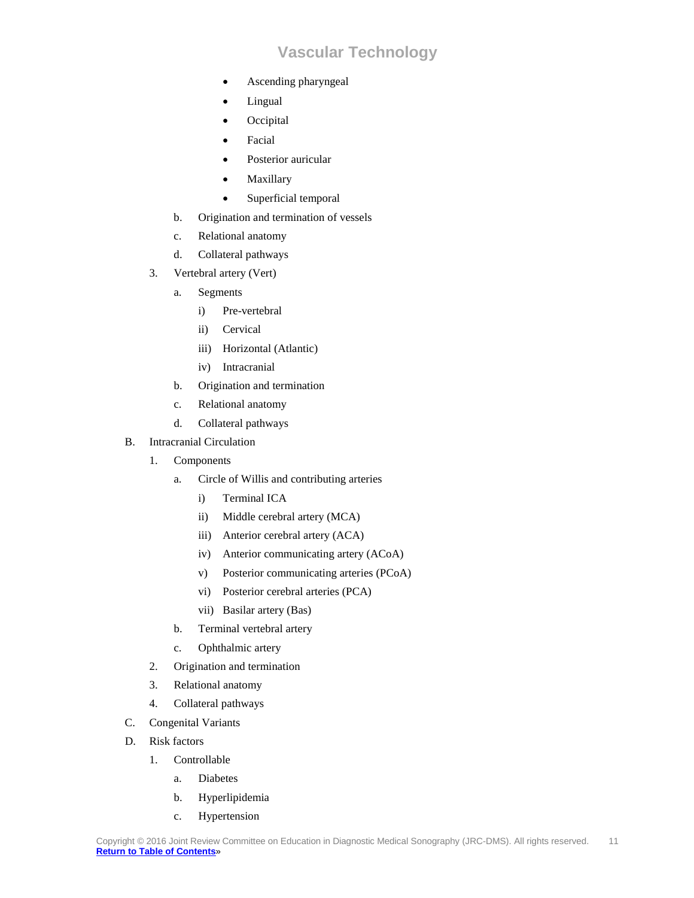- Ascending pharyngeal
- Lingual
- Occipital
- Facial
- Posterior auricular
- Maxillary
- Superficial temporal

b. Origination and termination of vessels

c. Relational anatomy

d. Collateral pathways

3. Vertebral artery (Vert)

   a. Segments

      i) Pre-vertebral

      ii) Cervical

      iii) Horizontal (Atlantic)

      iv) Intracranial

   b. Origination and termination

   c. Relational anatomy

   d. Collateral pathways

B. Intracranial Circulation

1. Components

   a. Circle of Willis and contributing arteries

      i) Terminal ICA

      ii) Middle cerebral artery (MCA)

      iii) Anterior cerebral artery (ACA)

      iv) Anterior communicating artery (ACoA)

      v) Posterior communicating arteries (PCoA)

      vi) Posterior cerebral arteries (PCA)

      vii) Basilar artery (Bas)

   b. Terminal vertebral artery

   c. Ophthalmic artery

2. Origination and termination

3. Relational anatomy

4. Collateral pathways

C. Congenital Variants

D. Risk factors

1. Controllable

   a. Diabetes

   b. Hyperlipidemia

   c. Hypertension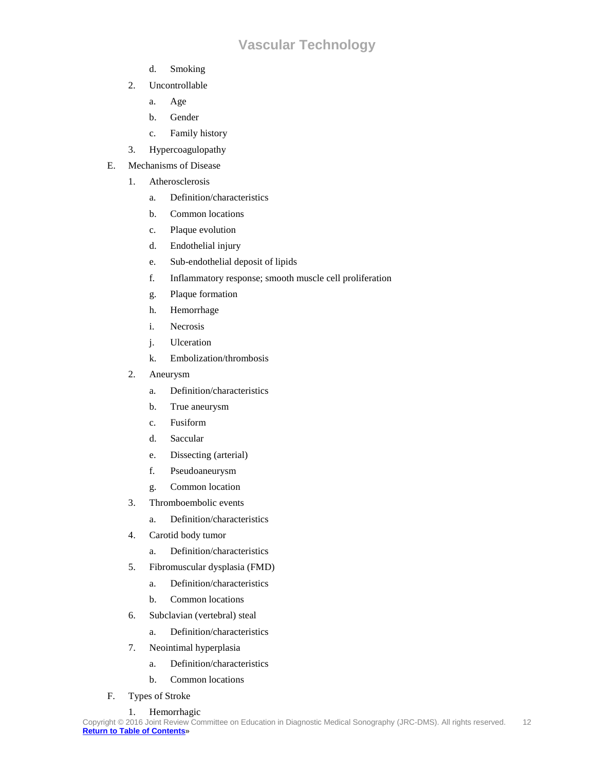- d. Smoking
2. Uncontrollable
   - a. Age
   - b. Gender
   - c. Family history
3. Hypercoagulopathy

E. Mechanisms of Disease

1. Atherosclerosis
   - a. Definition/characteristics
   - b. Common locations
   - c. Plaque evolution
   - d. Endothelial injury
   - e. Sub-endothelial deposit of lipids
   - f. Inflammatory response; smooth muscle cell proliferation
   - g. Plaque formation
   - h. Hemorrhage
   - i. Necrosis
   - j. Ulceration
   - k. Embolization/thrombosis
2. Aneurysm
   - a. Definition/characteristics
   - b. True aneurysm
   - c. Fusiform
   - d. Saccular
   - e. Dissecting (arterial)
   - f. Pseudoaneurysm
   - g. Common location
3. Thromboembolic events
   - a. Definition/characteristics
4. Carotid body tumor
   - a. Definition/characteristics
5. Fibromuscular dysplasia (FMD)
   - a. Definition/characteristics
   - b. Common locations
6. Subclavian (vertebral) steal
   - a. Definition/characteristics
7. Neointimal hyperplasia
   - a. Definition/characteristics
   - b. Common locations

F. Types of Stroke

1. Hemorrhagic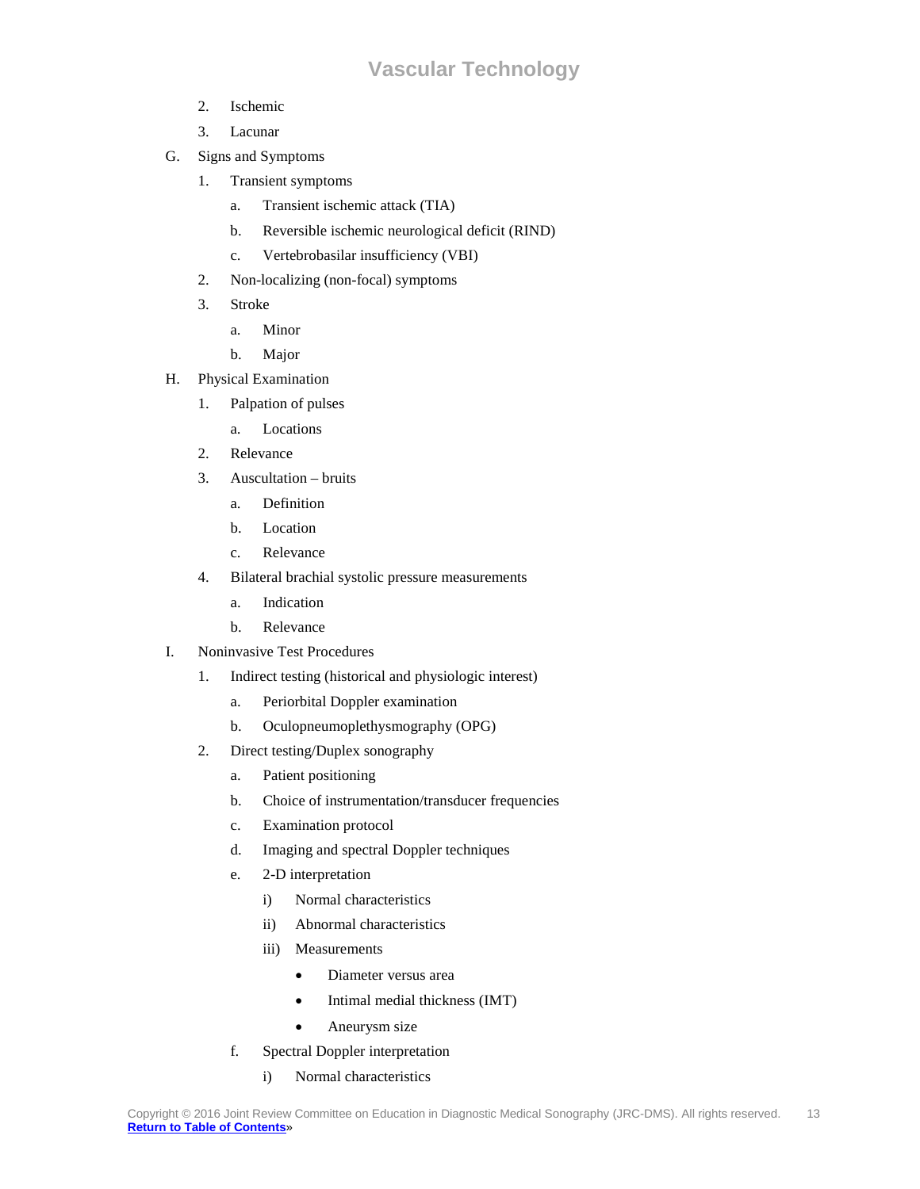2. Ischemic
3. Lacunar

G. Signs and Symptoms
   1. Transient symptoms
      a. Transient ischemic attack (TIA)
      b. Reversible ischemic neurological deficit (RIND)
      c. Vertebrobasilar insufficiency (VBI)
   2. Non-localizing (non-focal) symptoms
   3. Stroke
      a. Minor
      b. Major

H. Physical Examination
   1. Palpation of pulses
      a. Locations
   2. Relevance
   3. Auscultation – bruits
      a. Definition
      b. Location
      c. Relevance
   4. Bilateral brachial systolic pressure measurements
      a. Indication
      b. Relevance

I. Noninvasive Test Procedures
   1. Indirect testing (historical and physiologic interest)
      a. Periorbital Doppler examination
      b. Oculopneumoplethysmography (OPG)
   2. Direct testing/Duplex sonography
      a. Patient positioning
      b. Choice of instrumentation/transducer frequencies
      c. Examination protocol
      d. Imaging and spectral Doppler techniques
      e. 2-D interpretation
         i) Normal characteristics
         ii) Abnormal characteristics
         iii) Measurements
            - Diameter versus area
            - Intimal medial thickness (IMT)
            - Aneurysm size
      f. Spectral Doppler interpretation
         i) Normal characteristics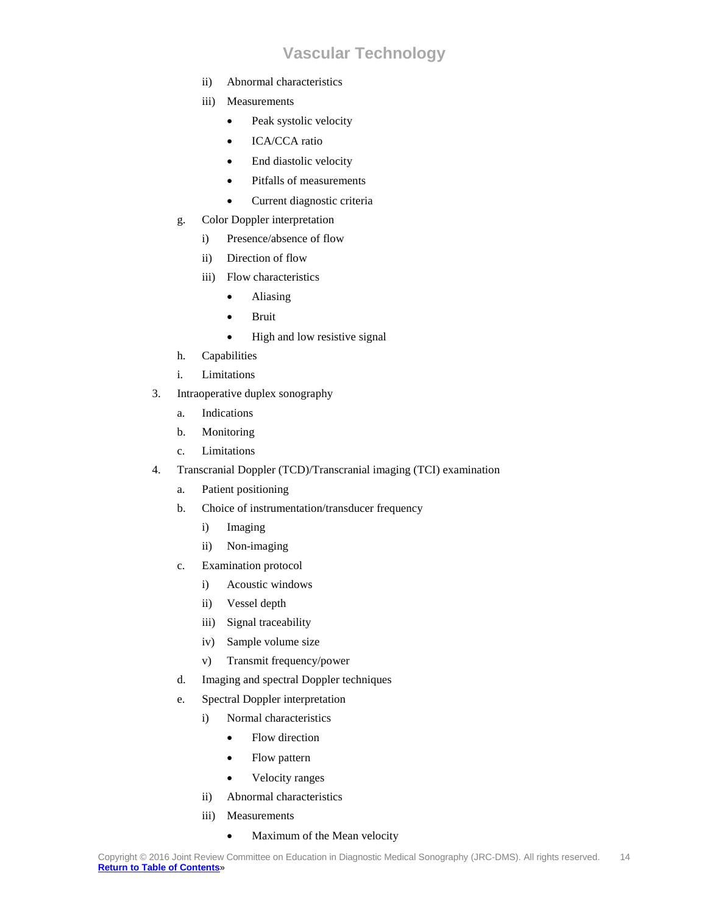ii) Abnormal characteristics

iii) Measurements

- Peak systolic velocity
- ICA/CCA ratio
- End diastolic velocity
- Pitfalls of measurements
- Current diagnostic criteria

g. Color Doppler interpretation

i) Presence/absence of flow

ii) Direction of flow

iii) Flow characteristics

- Aliasing
- Bruit
- High and low resistive signal

h. Capabilities

i. Limitations

3. Intraoperative duplex sonography

a. Indications

b. Monitoring

c. Limitations

4. Transcranial Doppler (TCD)/Transcranial imaging (TCI) examination

a. Patient positioning

b. Choice of instrumentation/transducer frequency

i) Imaging

ii) Non-imaging

c. Examination protocol

i) Acoustic windows

ii) Vessel depth

iii) Signal traceability

iv) Sample volume size

v) Transmit frequency/power

d. Imaging and spectral Doppler techniques

e. Spectral Doppler interpretation

i) Normal characteristics

- Flow direction
- Flow pattern
- Velocity ranges

ii) Abnormal characteristics

iii) Measurements

- Maximum of the Mean velocity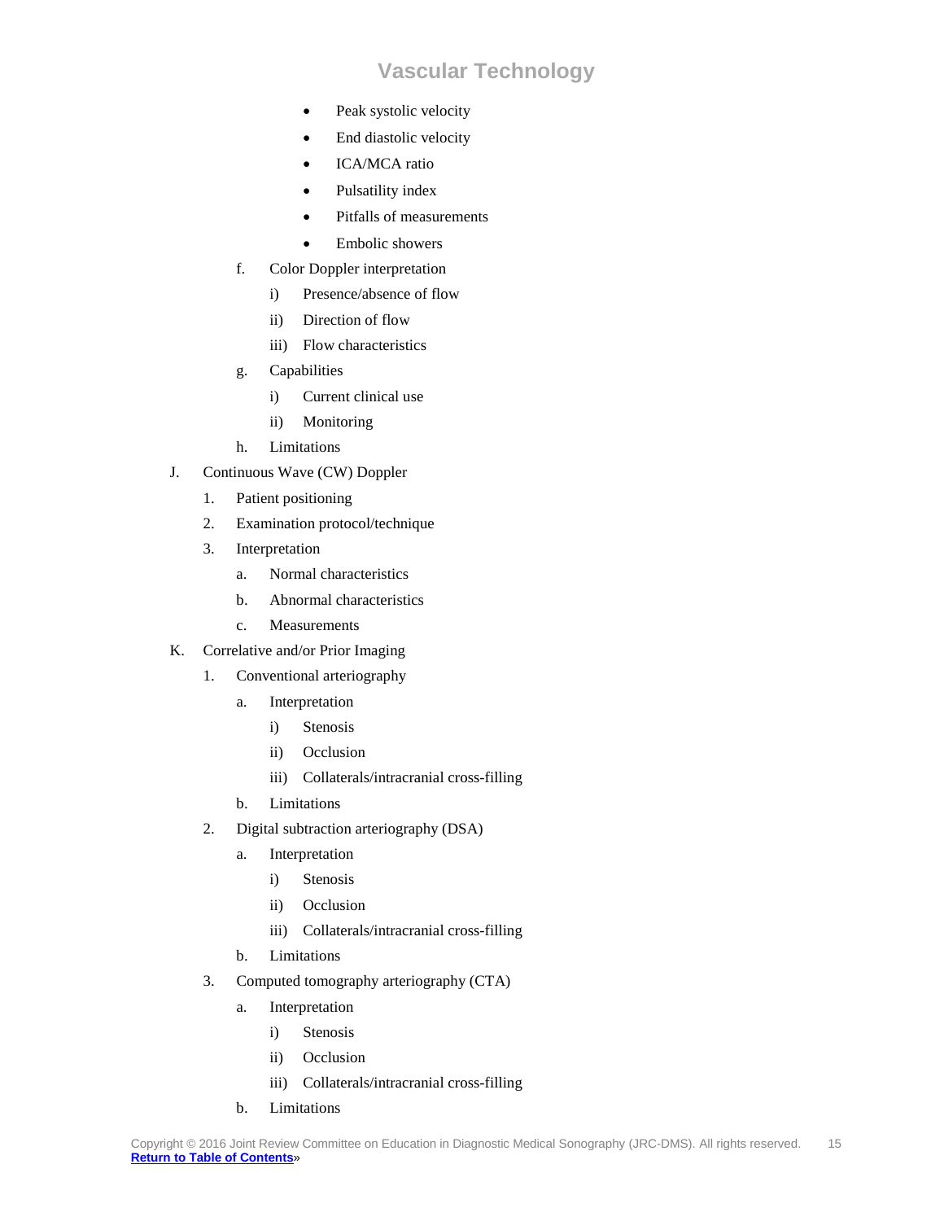- Peak systolic velocity
- End diastolic velocity
- ICA/MCA ratio
- Pulsatility index
- Pitfalls of measurements
- Embolic showers

f. Color Doppler interpretation

i) Presence/absence of flow

ii) Direction of flow

iii) Flow characteristics

g. Capabilities

i) Current clinical use

ii) Monitoring

h. Limitations

J. Continuous Wave (CW) Doppler

1. Patient positioning
2. Examination protocol/technique
3. Interpretation

a. Normal characteristics

b. Abnormal characteristics

c. Measurements

K. Correlative and/or Prior Imaging

1. Conventional arteriography

a. Interpretation

i) Stenosis

ii) Occlusion

iii) Collaterals/intracranial cross-filling

b. Limitations

2. Digital subtraction arteriography (DSA)

a. Interpretation

i) Stenosis

ii) Occlusion

iii) Collaterals/intracranial cross-filling

b. Limitations

3. Computed tomography arteriography (CTA)

a. Interpretation

i) Stenosis

ii) Occlusion

iii) Collaterals/intracranial cross-filling

b. Limitations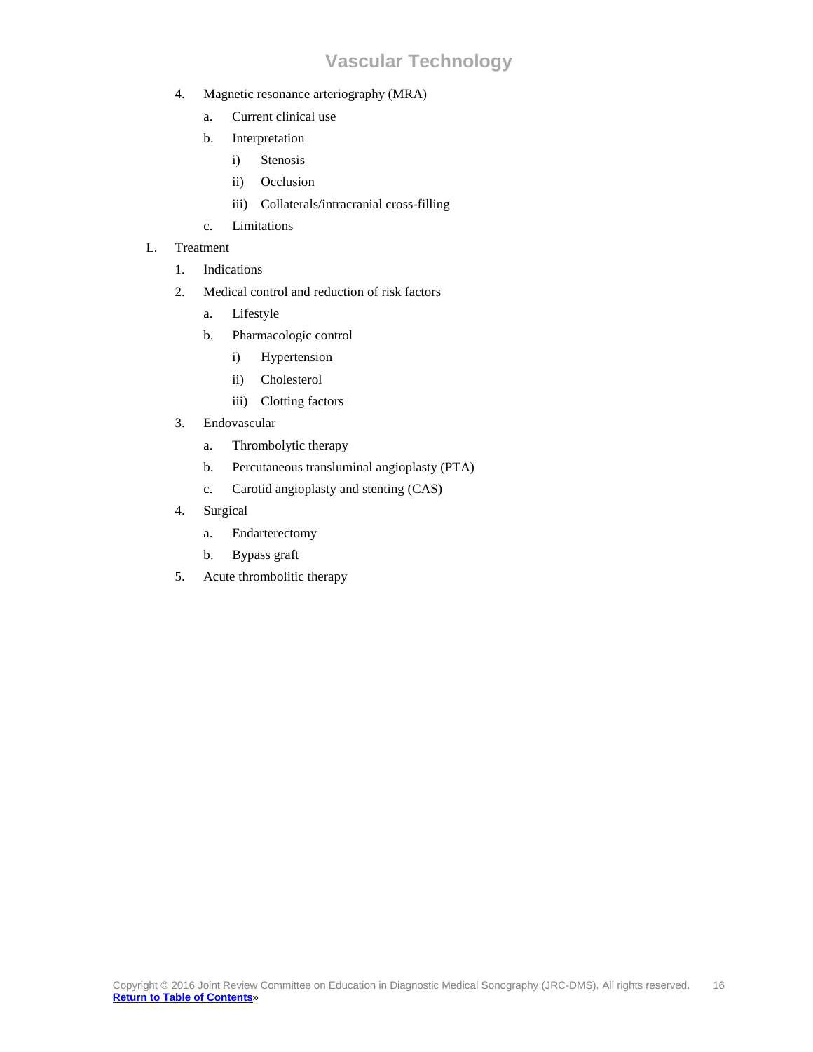4. Magnetic resonance arteriography (MRA)
    a. Current clinical use
    b. Interpretation
        i) Stenosis
        ii) Occlusion
        iii) Collaterals/intracranial cross-filling
    c. Limitations

L. Treatment
1. Indications
2. Medical control and reduction of risk factors
    a. Lifestyle
    b. Pharmacologic control
        i) Hypertension
        ii) Cholesterol
        iii) Clotting factors
3. Endovascular
    a. Thrombolytic therapy
    b. Percutaneous transluminal angioplasty (PTA)
    c. Carotid angioplasty and stenting (CAS)
4. Surgical
    a. Endarterectomy
    b. Bypass graft
5. Acute thrombolitic therapy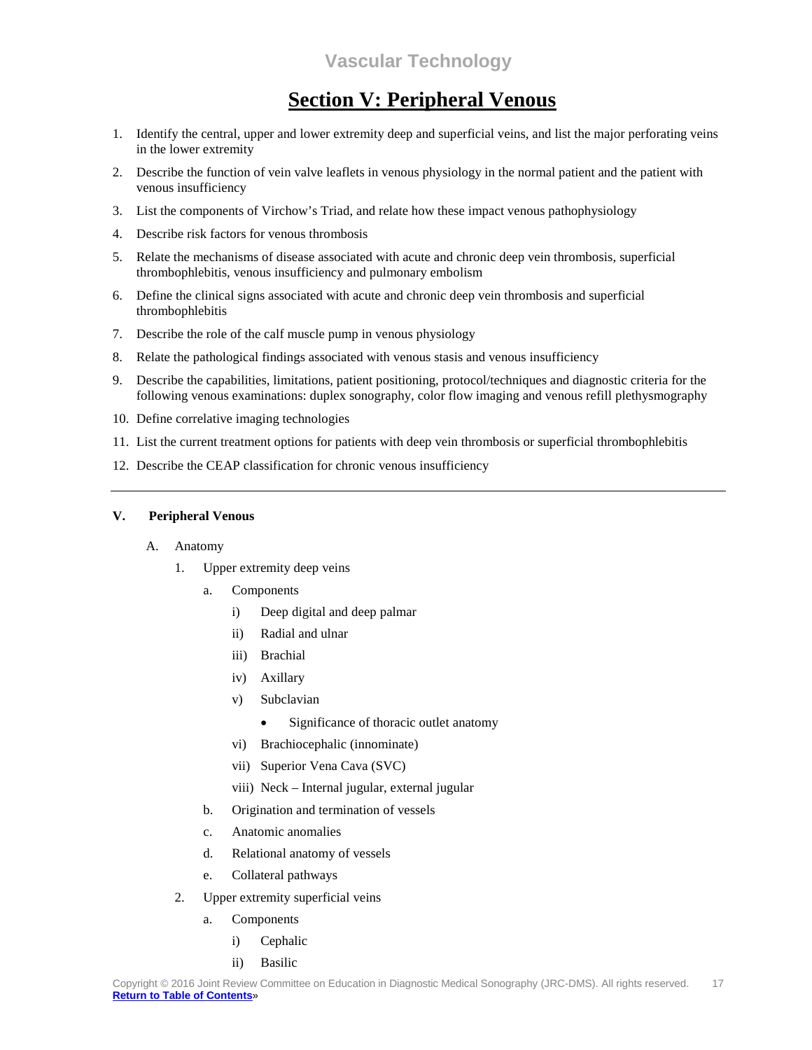# Vascular Technology

## Section V: Peripheral Venous

1. Identify the central, upper and lower extremity deep and superficial veins, and list the major perforating veins in the lower extremity
2. Describe the function of vein valve leaflets in venous physiology in the normal patient and the patient with venous insufficiency
3. List the components of Virchow's Triad, and relate how these impact venous pathophysiology
4. Describe risk factors for venous thrombosis
5. Relate the mechanisms of disease associated with acute and chronic deep vein thrombosis, superficial thrombophlebitis, venous insufficiency and pulmonary embolism
6. Define the clinical signs associated with acute and chronic deep vein thrombosis and superficial thrombophlebitis
7. Describe the role of the calf muscle pump in venous physiology
8. Relate the pathological findings associated with venous stasis and venous insufficiency
9. Describe the capabilities, limitations, patient positioning, protocol/techniques and diagnostic criteria for the following venous examinations: duplex sonography, color flow imaging and venous refill plethysmography
10. Define correlative imaging technologies
11. List the current treatment options for patients with deep vein thrombosis or superficial thrombophlebitis
12. Describe the CEAP classification for chronic venous insufficiency

---

**V. Peripheral Venous**

- A. Anatomy
  - 1. Upper extremity deep veins
    - a. Components
      - i) Deep digital and deep palmar
      - ii) Radial and ulnar
      - iii) Brachial
      - iv) Axillary
      - v) Subclavian
        - Significance of thoracic outlet anatomy
      - vi) Brachiocephalic (innominate)
      - vii) Superior Vena Cava (SVC)
      - viii) Neck – Internal jugular, external jugular
    - b. Origination and termination of vessels
    - c. Anatomic anomalies
    - d. Relational anatomy of vessels
    - e. Collateral pathways
  - 2. Upper extremity superficial veins
    - a. Components
      - i) Cephalic
      - ii) Basilic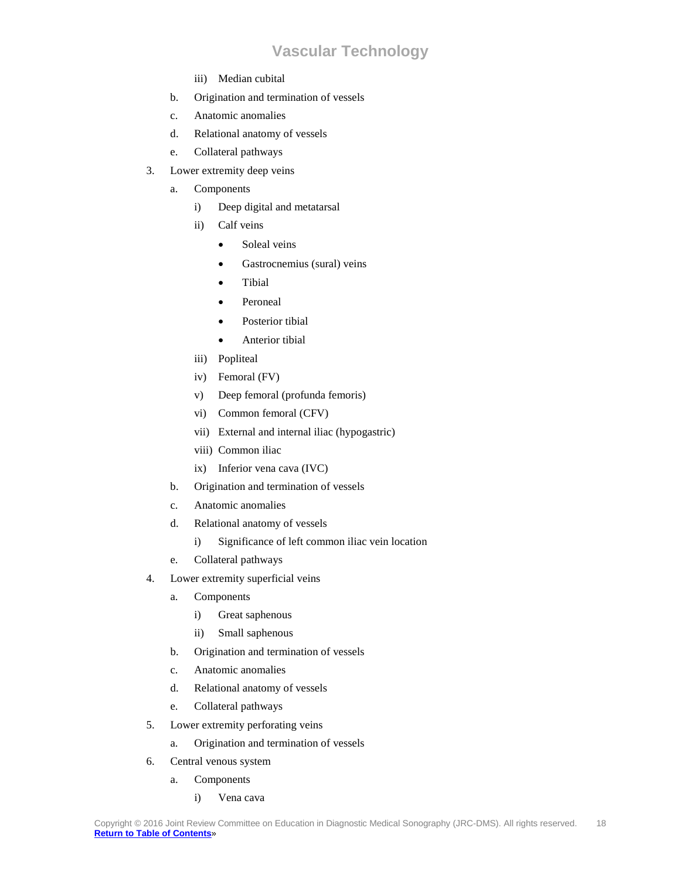iii) Median cubital
        b. Origination and termination of vessels
        c. Anatomic anomalies
        d. Relational anatomy of vessels
        e. Collateral pathways
    3. Lower extremity deep veins
        a. Components
            i) Deep digital and metatarsal
            ii) Calf veins
                - Soleal veins
                - Gastrocnemius (sural) veins
                - Tibial
                - Peroneal
                - Posterior tibial
                - Anterior tibial
            iii) Popliteal
            iv) Femoral (FV)
            v) Deep femoral (profunda femoris)
            vi) Common femoral (CFV)
            vii) External and internal iliac (hypogastric)
            viii) Common iliac
            ix) Inferior vena cava (IVC)
        b. Origination and termination of vessels
        c. Anatomic anomalies
        d. Relational anatomy of vessels
            i) Significance of left common iliac vein location
        e. Collateral pathways
    4. Lower extremity superficial veins
        a. Components
            i) Great saphenous
            ii) Small saphenous
        b. Origination and termination of vessels
        c. Anatomic anomalies
        d. Relational anatomy of vessels
        e. Collateral pathways
    5. Lower extremity perforating veins
        a. Origination and termination of vessels
    6. Central venous system
        a. Components
            i) Vena cava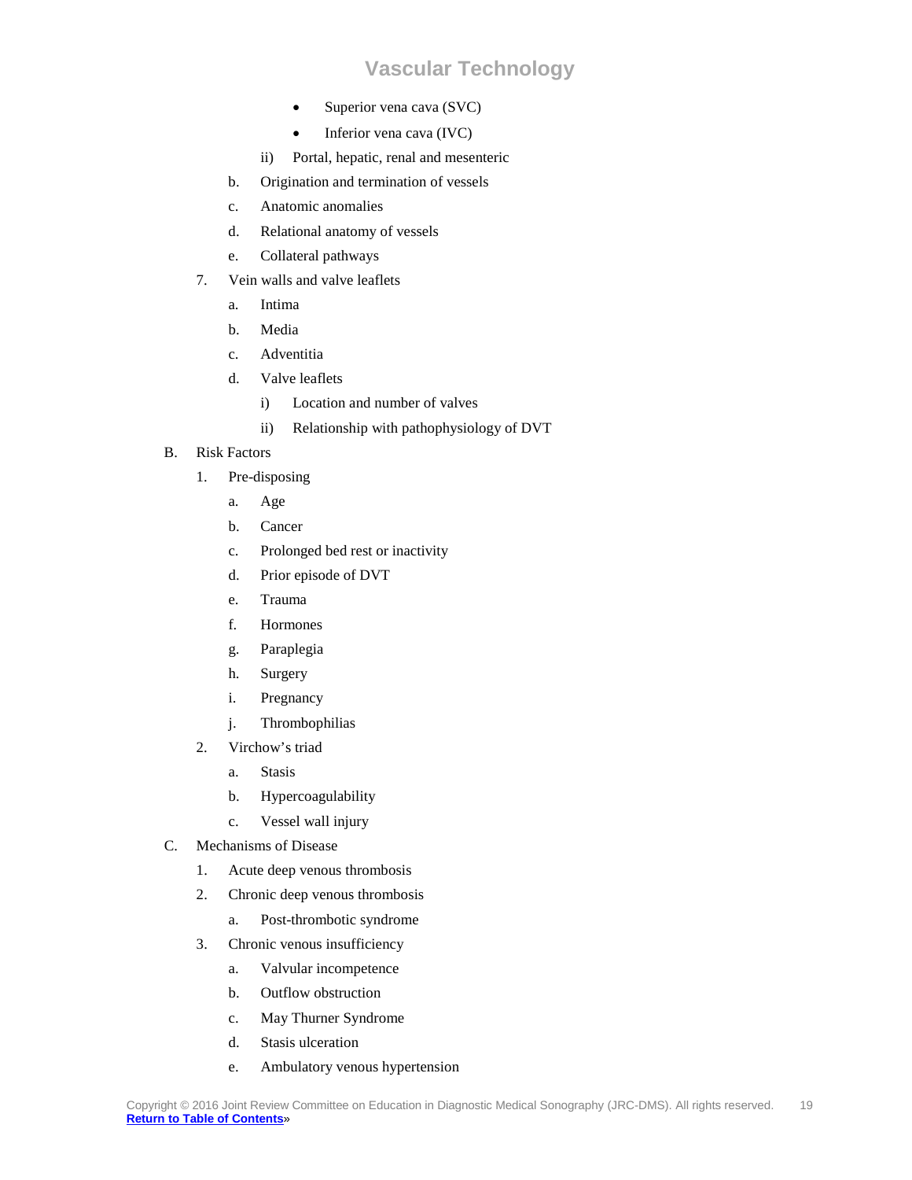- Superior vena cava (SVC)
- Inferior vena cava (IVC)

ii) Portal, hepatic, renal and mesenteric

b. Origination and termination of vessels

c. Anatomic anomalies

d. Relational anatomy of vessels

e. Collateral pathways

7. Vein walls and valve leaflets

a. Intima

b. Media

c. Adventitia

d. Valve leaflets

i) Location and number of valves

ii) Relationship with pathophysiology of DVT

B. Risk Factors

1. Pre-disposing

a. Age

b. Cancer

c. Prolonged bed rest or inactivity

d. Prior episode of DVT

e. Trauma

f. Hormones

g. Paraplegia

h. Surgery

i. Pregnancy

j. Thrombophilias

2. Virchow's triad

a. Stasis

b. Hypercoagulability

c. Vessel wall injury

C. Mechanisms of Disease

1. Acute deep venous thrombosis

2. Chronic deep venous thrombosis

a. Post-thrombotic syndrome

3. Chronic venous insufficiency

a. Valvular incompetence

b. Outflow obstruction

c. May Thurner Syndrome

d. Stasis ulceration

e. Ambulatory venous hypertension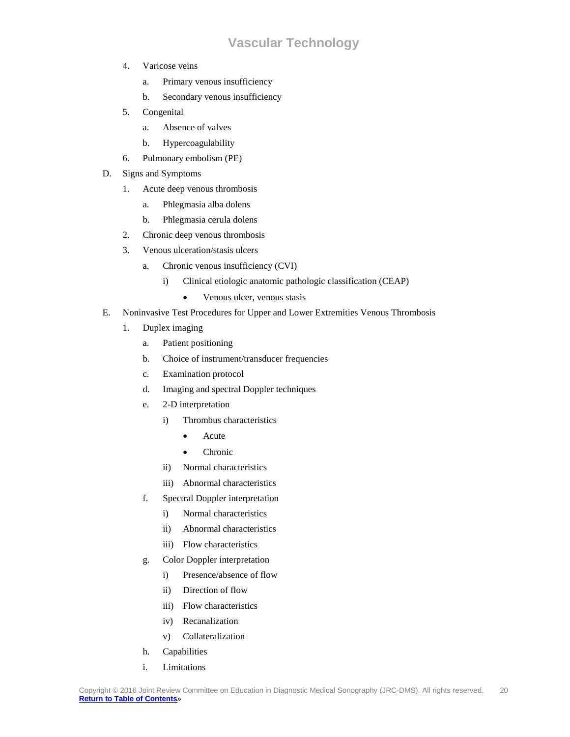4. Varicose veins
    a. Primary venous insufficiency
    b. Secondary venous insufficiency
5. Congenital
    a. Absence of valves
    b. Hypercoagulability
6. Pulmonary embolism (PE)

D. Signs and Symptoms
1. Acute deep venous thrombosis
    a. Phlegmasia alba dolens
    b. Phlegmasia cerula dolens
2. Chronic deep venous thrombosis
3. Venous ulceration/stasis ulcers
    a. Chronic venous insufficiency (CVI)
        i) Clinical etiologic anatomic pathologic classification (CEAP)
            - Venous ulcer, venous stasis

E. Noninvasive Test Procedures for Upper and Lower Extremities Venous Thrombosis
1. Duplex imaging
    a. Patient positioning
    b. Choice of instrument/transducer frequencies
    c. Examination protocol
    d. Imaging and spectral Doppler techniques
    e. 2-D interpretation
        i) Thrombus characteristics
            - Acute
            - Chronic
        ii) Normal characteristics
        iii) Abnormal characteristics
    f. Spectral Doppler interpretation
        i) Normal characteristics
        ii) Abnormal characteristics
        iii) Flow characteristics
    g. Color Doppler interpretation
        i) Presence/absence of flow
        ii) Direction of flow
        iii) Flow characteristics
        iv) Recanalization
        v) Collateralization
    h. Capabilities
    i. Limitations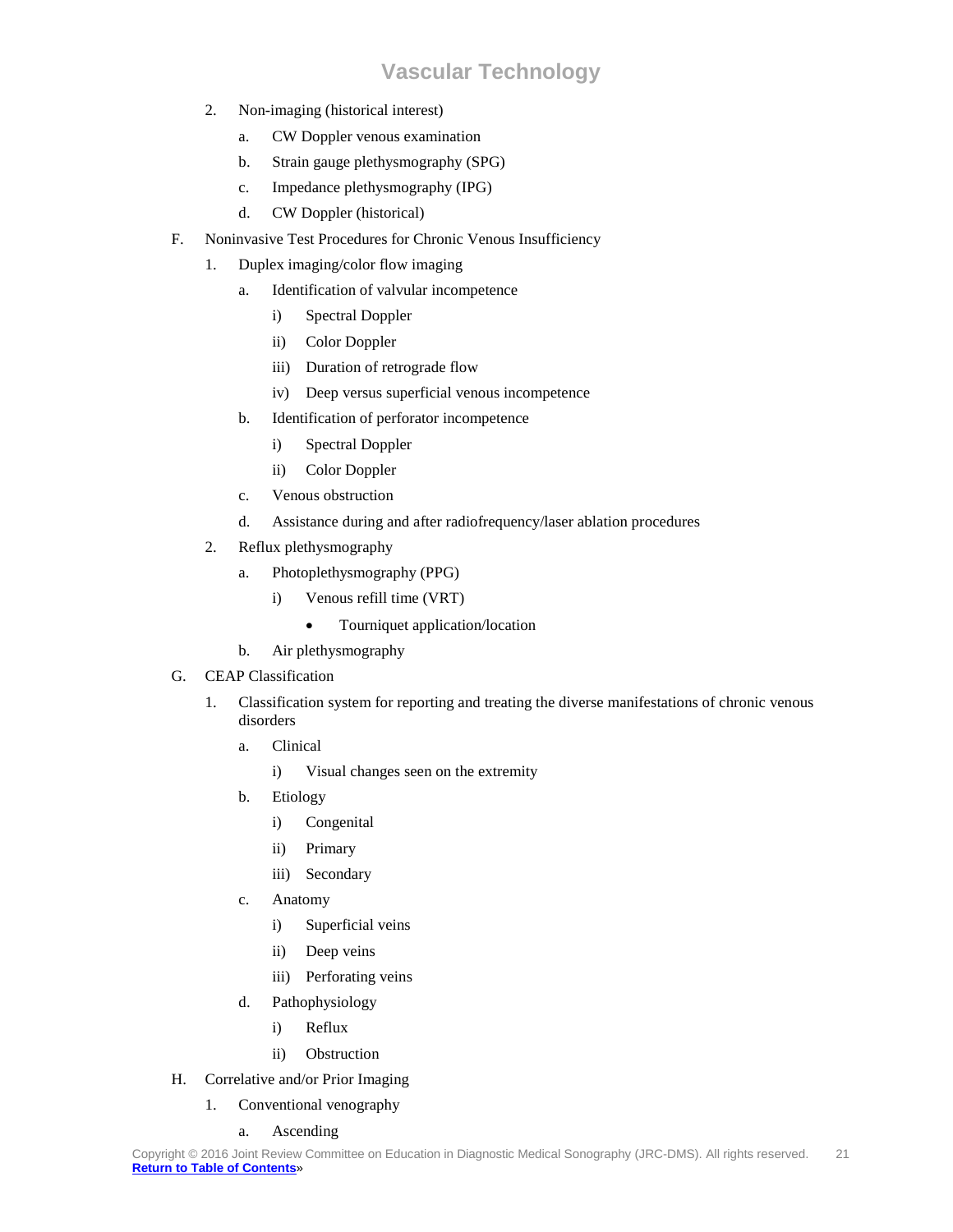2. Non-imaging (historical interest)
    a. CW Doppler venous examination
    b. Strain gauge plethysmography (SPG)
    c. Impedance plethysmography (IPG)
    d. CW Doppler (historical)

F. Noninvasive Test Procedures for Chronic Venous Insufficiency
  1. Duplex imaging/color flow imaging
    a. Identification of valvular incompetence
      i) Spectral Doppler
      ii) Color Doppler
      iii) Duration of retrograde flow
      iv) Deep versus superficial venous incompetence
    b. Identification of perforator incompetence
      i) Spectral Doppler
      ii) Color Doppler
    c. Venous obstruction
    d. Assistance during and after radiofrequency/laser ablation procedures
  2. Reflux plethysmography
    a. Photoplethysmography (PPG)
      i) Venous refill time (VRT)
        - Tourniquet application/location
    b. Air plethysmography

G. CEAP Classification
  1. Classification system for reporting and treating the diverse manifestations of chronic venous disorders
    a. Clinical
      i) Visual changes seen on the extremity
    b. Etiology
      i) Congenital
      ii) Primary
      iii) Secondary
    c. Anatomy
      i) Superficial veins
      ii) Deep veins
      iii) Perforating veins
    d. Pathophysiology
      i) Reflux
      ii) Obstruction

H. Correlative and/or Prior Imaging
  1. Conventional venography
    a. Ascending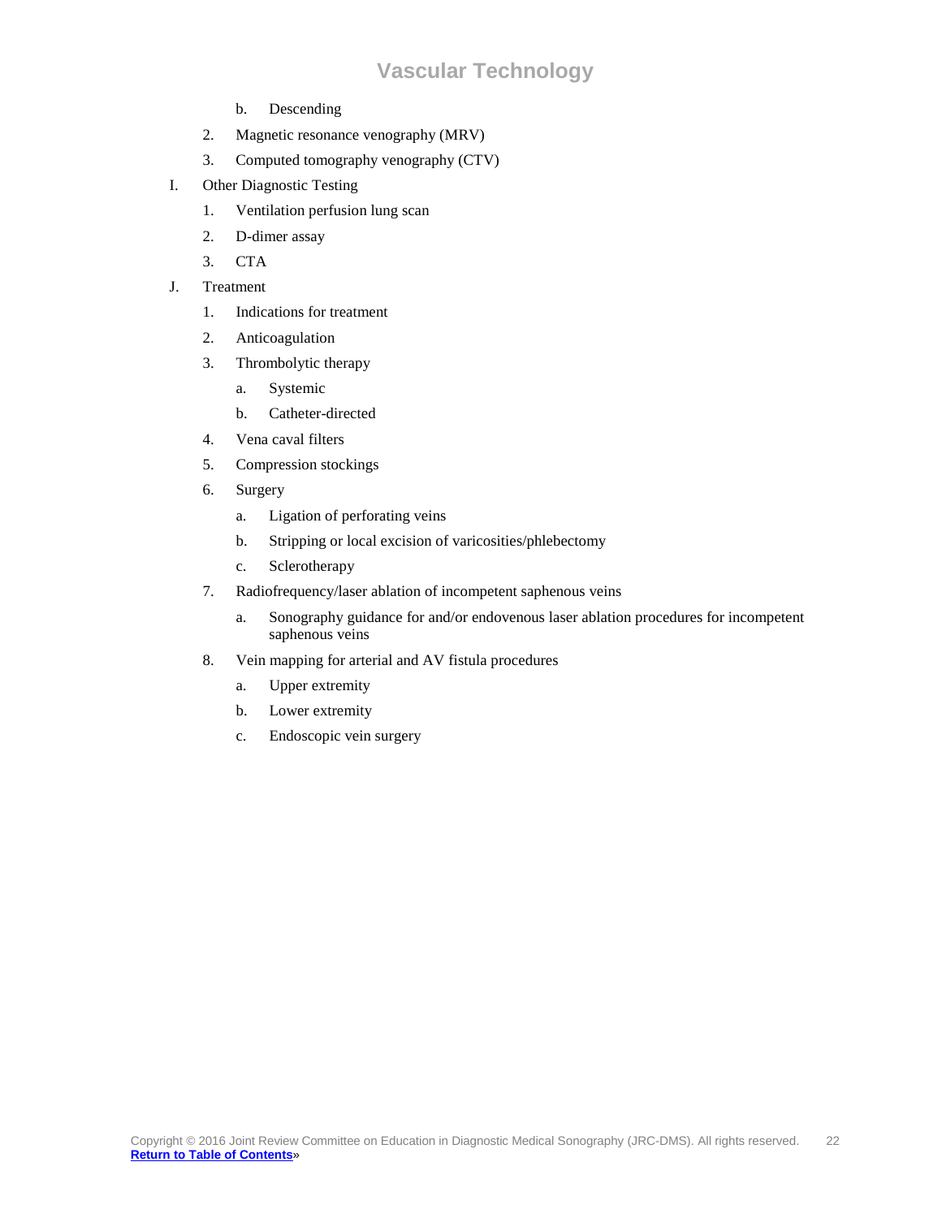b. Descending

2. Magnetic resonance venography (MRV)
3. Computed tomography venography (CTV)

I. Other Diagnostic Testing
   1. Ventilation perfusion lung scan
   2. D-dimer assay
   3. CTA

J. Treatment
   1. Indications for treatment
   2. Anticoagulation
   3. Thrombolytic therapy
      a. Systemic
      b. Catheter-directed
   4. Vena caval filters
   5. Compression stockings
   6. Surgery
      a. Ligation of perforating veins
      b. Stripping or local excision of varicosities/phlebectomy
      c. Sclerotherapy
   7. Radiofrequency/laser ablation of incompetent saphenous veins
      a. Sonography guidance for and/or endovenous laser ablation procedures for incompetent saphenous veins
   8. Vein mapping for arterial and AV fistula procedures
      a. Upper extremity
      b. Lower extremity
      c. Endoscopic vein surgery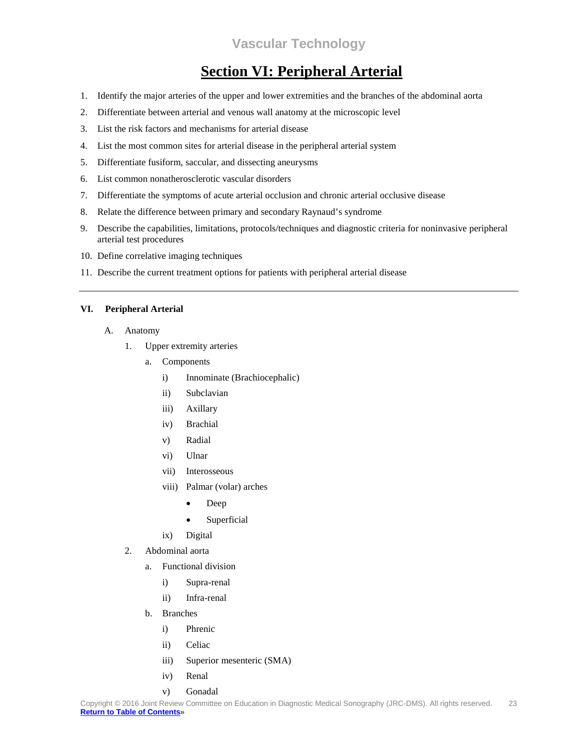## Section VI: Peripheral Arterial

1. Identify the major arteries of the upper and lower extremities and the branches of the abdominal aorta
2. Differentiate between arterial and venous wall anatomy at the microscopic level
3. List the risk factors and mechanisms for arterial disease
4. List the most common sites for arterial disease in the peripheral arterial system
5. Differentiate fusiform, saccular, and dissecting aneurysms
6. List common nonatherosclerotic vascular disorders
7. Differentiate the symptoms of acute arterial occlusion and chronic arterial occlusive disease
8. Relate the difference between primary and secondary Raynaud's syndrome
9. Describe the capabilities, limitations, protocols/techniques and diagnostic criteria for noninvasive peripheral arterial test procedures
10. Define correlative imaging techniques
11. Describe the current treatment options for patients with peripheral arterial disease

---

**VI. Peripheral Arterial**

- A. Anatomy
  - 1. Upper extremity arteries
    - a. Components
      - i) Innominate (Brachiocephalic)
      - ii) Subclavian
      - iii) Axillary
      - iv) Brachial
      - v) Radial
      - vi) Ulnar
      - vii) Interosseous
      - viii) Palmar (volar) arches
        - Deep
        - Superficial
      - ix) Digital
  - 2. Abdominal aorta
    - a. Functional division
      - i) Supra-renal
      - ii) Infra-renal
    - b. Branches
      - i) Phrenic
      - ii) Celiac
      - iii) Superior mesenteric (SMA)
      - iv) Renal
      - v) Gonadal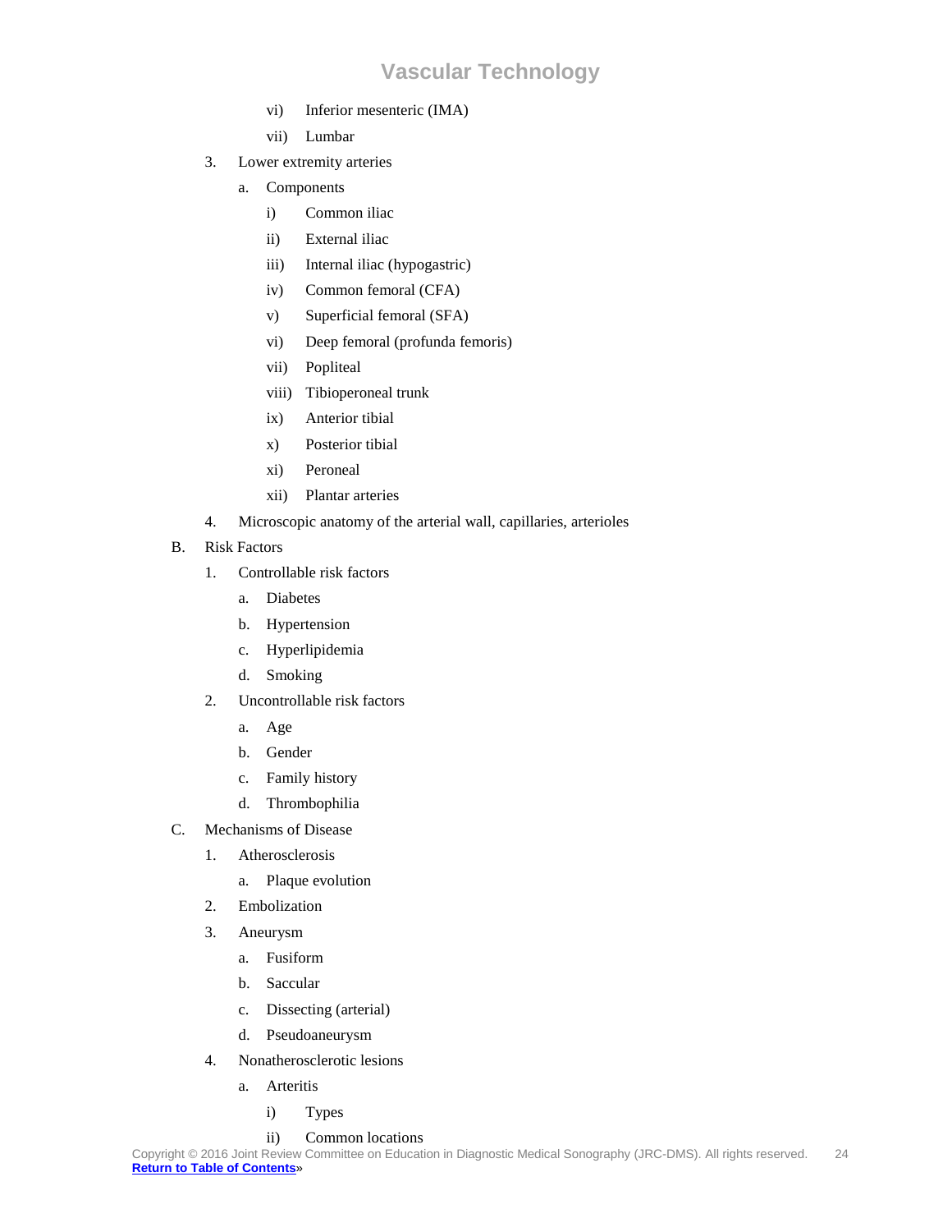vi) Inferior mesenteric (IMA)

vii) Lumbar

3. Lower extremity arteries

   a. Components

      i) Common iliac

      ii) External iliac

      iii) Internal iliac (hypogastric)

      iv) Common femoral (CFA)

      v) Superficial femoral (SFA)

      vi) Deep femoral (profunda femoris)

      vii) Popliteal

      viii) Tibioperoneal trunk

      ix) Anterior tibial

      x) Posterior tibial

      xi) Peroneal

      xii) Plantar arteries

4. Microscopic anatomy of the arterial wall, capillaries, arterioles

B. Risk Factors

   1. Controllable risk factors

      a. Diabetes

      b. Hypertension

      c. Hyperlipidemia

      d. Smoking

   2. Uncontrollable risk factors

      a. Age

      b. Gender

      c. Family history

      d. Thrombophilia

C. Mechanisms of Disease

   1. Atherosclerosis

      a. Plaque evolution

   2. Embolization

   3. Aneurysm

      a. Fusiform

      b. Saccular

      c. Dissecting (arterial)

      d. Pseudoaneurysm

   4. Nonatherosclerotic lesions

      a. Arteritis

         i) Types

         ii) Common locations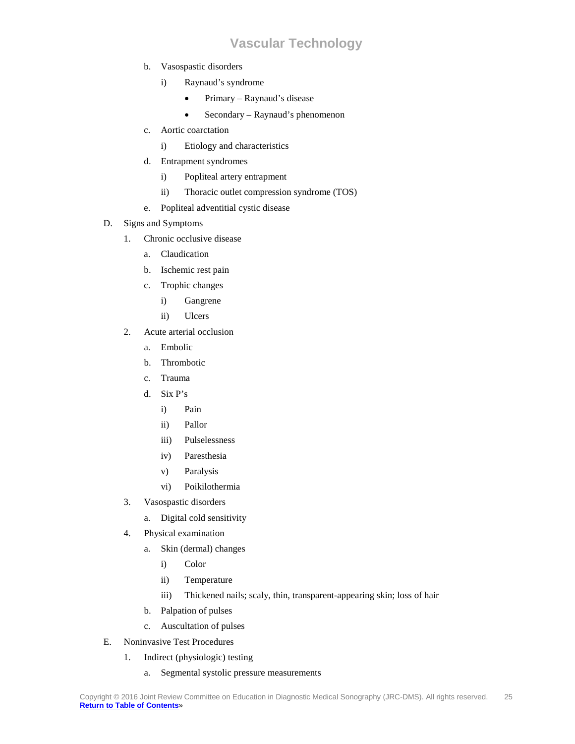b. Vasospastic disorders
   i) Raynaud's syndrome
      - Primary – Raynaud's disease
      - Secondary – Raynaud's phenomenon

c. Aortic coarctation
   i) Etiology and characteristics

d. Entrapment syndromes
   i) Popliteal artery entrapment
   ii) Thoracic outlet compression syndrome (TOS)

e. Popliteal adventitial cystic disease

D. Signs and Symptoms

1. Chronic occlusive disease
   a. Claudication
   b. Ischemic rest pain
   c. Trophic changes
      i) Gangrene
      ii) Ulcers

2. Acute arterial occlusion
   a. Embolic
   b. Thrombotic
   c. Trauma
   d. Six P's
      i) Pain
      ii) Pallor
      iii) Pulselessness
      iv) Paresthesia
      v) Paralysis
      vi) Poikilothermia

3. Vasospastic disorders
   a. Digital cold sensitivity

4. Physical examination
   a. Skin (dermal) changes
      i) Color
      ii) Temperature
      iii) Thickened nails; scaly, thin, transparent-appearing skin; loss of hair
   b. Palpation of pulses
   c. Auscultation of pulses

E. Noninvasive Test Procedures

1. Indirect (physiologic) testing
   a. Segmental systolic pressure measurements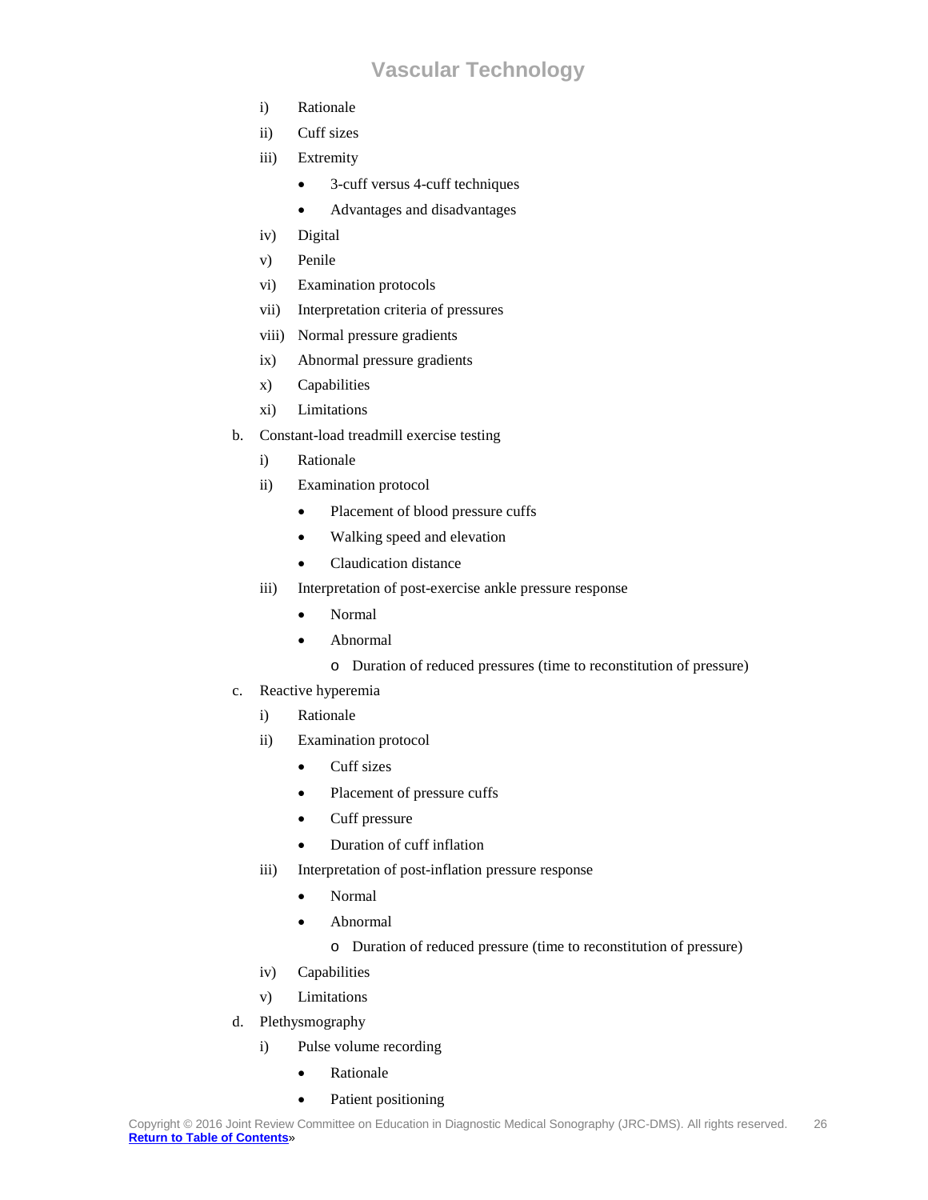i) Rationale

ii) Cuff sizes

iii) Extremity

- 3-cuff versus 4-cuff techniques
- Advantages and disadvantages

iv) Digital

v) Penile

vi) Examination protocols

vii) Interpretation criteria of pressures

viii) Normal pressure gradients

ix) Abnormal pressure gradients

x) Capabilities

xi) Limitations

b. Constant-load treadmill exercise testing

i) Rationale

ii) Examination protocol

- Placement of blood pressure cuffs
- Walking speed and elevation
- Claudication distance

iii) Interpretation of post-exercise ankle pressure response

- Normal
- Abnormal
    - o Duration of reduced pressures (time to reconstitution of pressure)

c. Reactive hyperemia

i) Rationale

ii) Examination protocol

- Cuff sizes
- Placement of pressure cuffs
- Cuff pressure
- Duration of cuff inflation

iii) Interpretation of post-inflation pressure response

- Normal
- Abnormal
    - o Duration of reduced pressure (time to reconstitution of pressure)

iv) Capabilities

v) Limitations

d. Plethysmography

i) Pulse volume recording

- Rationale
- Patient positioning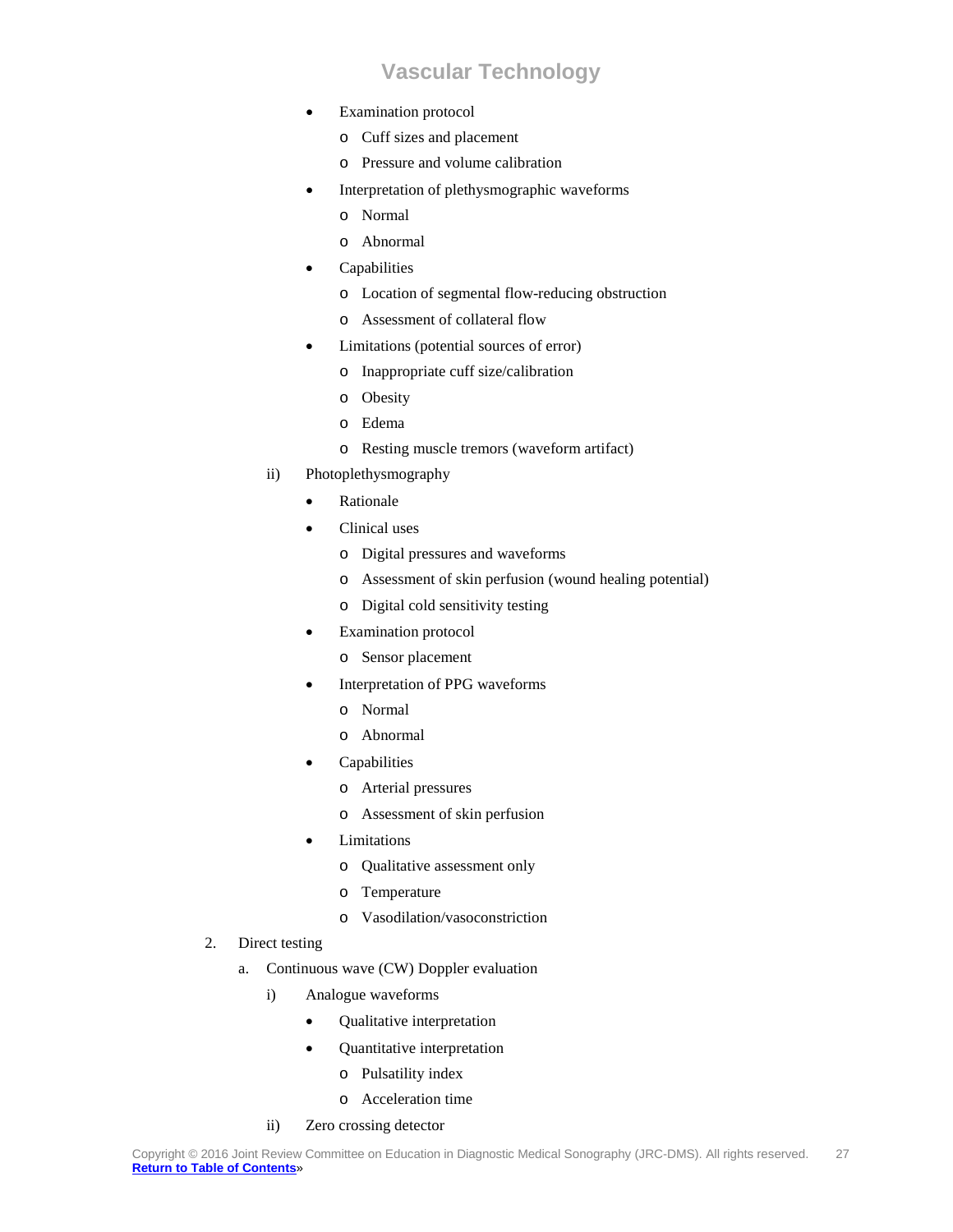- Examination protocol
    - Cuff sizes and placement
    - Pressure and volume calibration
- Interpretation of plethysmographic waveforms
    - Normal
    - Abnormal
- Capabilities
    - Location of segmental flow-reducing obstruction
    - Assessment of collateral flow
- Limitations (potential sources of error)
    - Inappropriate cuff size/calibration
    - Obesity
    - Edema
    - Resting muscle tremors (waveform artifact)

ii) Photoplethysmography

- Rationale
- Clinical uses
    - Digital pressures and waveforms
    - Assessment of skin perfusion (wound healing potential)
    - Digital cold sensitivity testing
- Examination protocol
    - Sensor placement
- Interpretation of PPG waveforms
    - Normal
    - Abnormal
- Capabilities
    - Arterial pressures
    - Assessment of skin perfusion
- Limitations
    - Qualitative assessment only
    - Temperature
    - Vasodilation/vasoconstriction

2. Direct testing

a. Continuous wave (CW) Doppler evaluation

i) Analogue waveforms

- Qualitative interpretation
- Quantitative interpretation
    - Pulsatility index
    - Acceleration time

ii) Zero crossing detector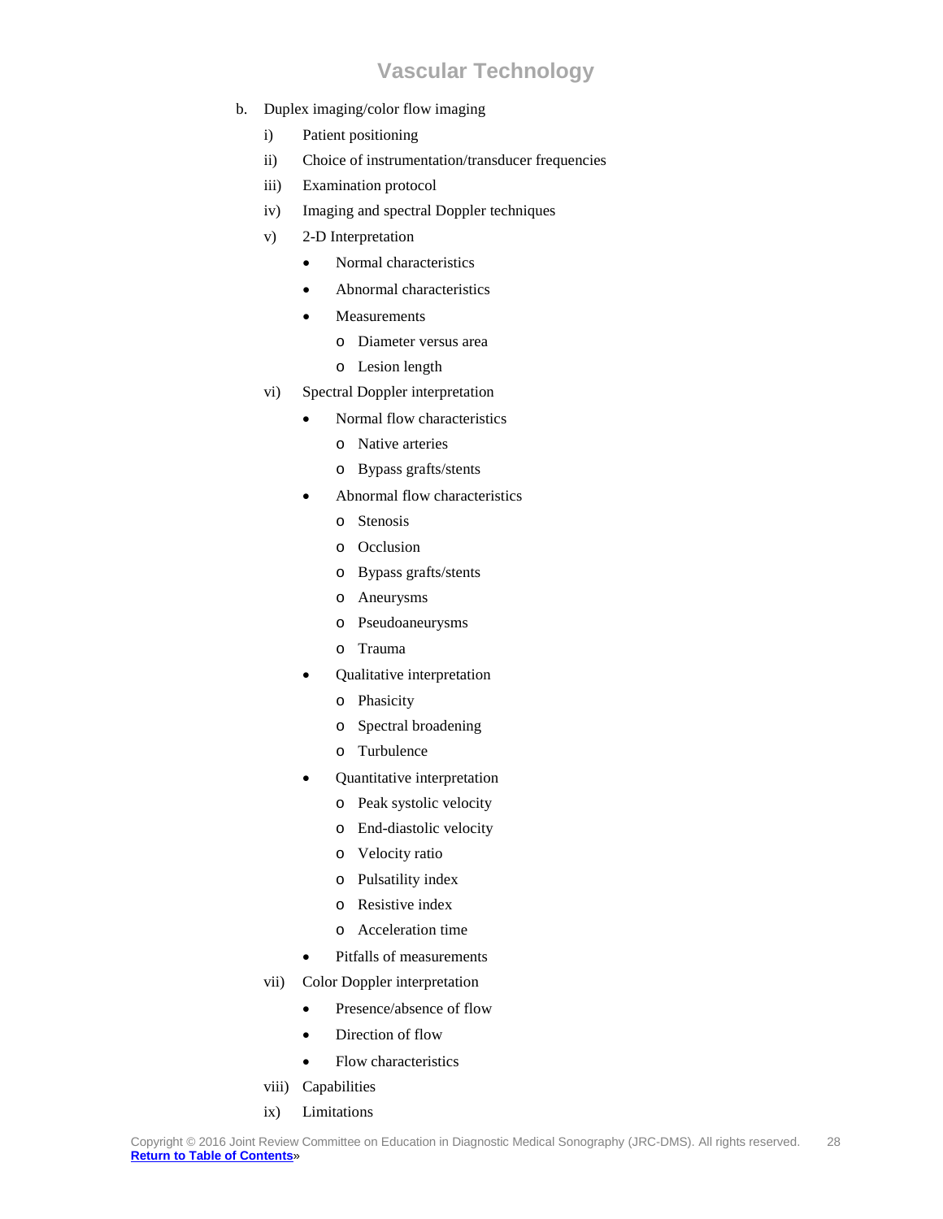b. Duplex imaging/color flow imaging
   i) Patient positioning
   ii) Choice of instrumentation/transducer frequencies
   iii) Examination protocol
   iv) Imaging and spectral Doppler techniques
   v) 2-D Interpretation
      - Normal characteristics
      - Abnormal characteristics
      - Measurements
         - Diameter versus area
         - Lesion length
   vi) Spectral Doppler interpretation
      - Normal flow characteristics
         - Native arteries
         - Bypass grafts/stents
      - Abnormal flow characteristics
         - Stenosis
         - Occlusion
         - Bypass grafts/stents
         - Aneurysms
         - Pseudoaneurysms
         - Trauma
      - Qualitative interpretation
         - Phasicity
         - Spectral broadening
         - Turbulence
      - Quantitative interpretation
         - Peak systolic velocity
         - End-diastolic velocity
         - Velocity ratio
         - Pulsatility index
         - Resistive index
         - Acceleration time
      - Pitfalls of measurements
   vii) Color Doppler interpretation
      - Presence/absence of flow
      - Direction of flow
      - Flow characteristics
   viii) Capabilities
   ix) Limitations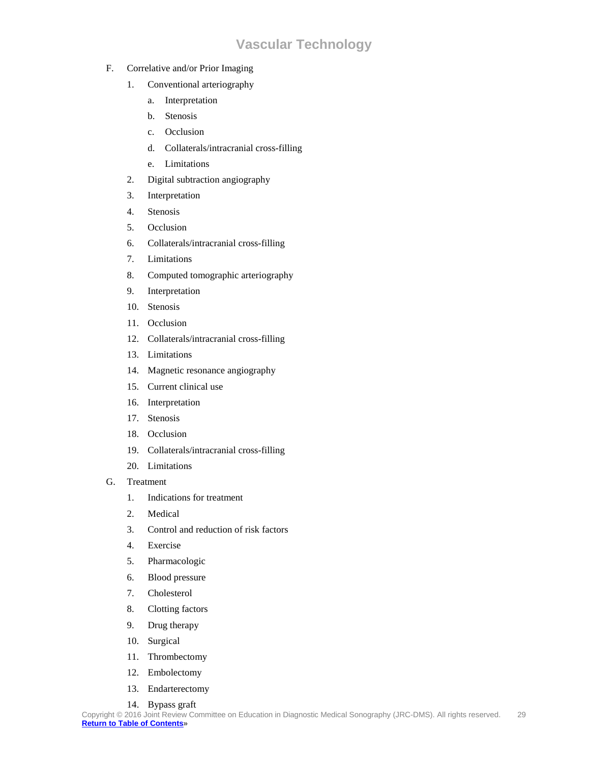F. Correlative and/or Prior Imaging

1. Conventional arteriography
    a. Interpretation
    b. Stenosis
    c. Occlusion
    d. Collaterals/intracranial cross-filling
    e. Limitations
2. Digital subtraction angiography
3. Interpretation
4. Stenosis
5. Occlusion
6. Collaterals/intracranial cross-filling
7. Limitations
8. Computed tomographic arteriography
9. Interpretation
10. Stenosis
11. Occlusion
12. Collaterals/intracranial cross-filling
13. Limitations
14. Magnetic resonance angiography
15. Current clinical use
16. Interpretation
17. Stenosis
18. Occlusion
19. Collaterals/intracranial cross-filling
20. Limitations

G. Treatment

1. Indications for treatment
2. Medical
3. Control and reduction of risk factors
4. Exercise
5. Pharmacologic
6. Blood pressure
7. Cholesterol
8. Clotting factors
9. Drug therapy
10. Surgical
11. Thrombectomy
12. Embolectomy
13. Endarterectomy
14. Bypass graft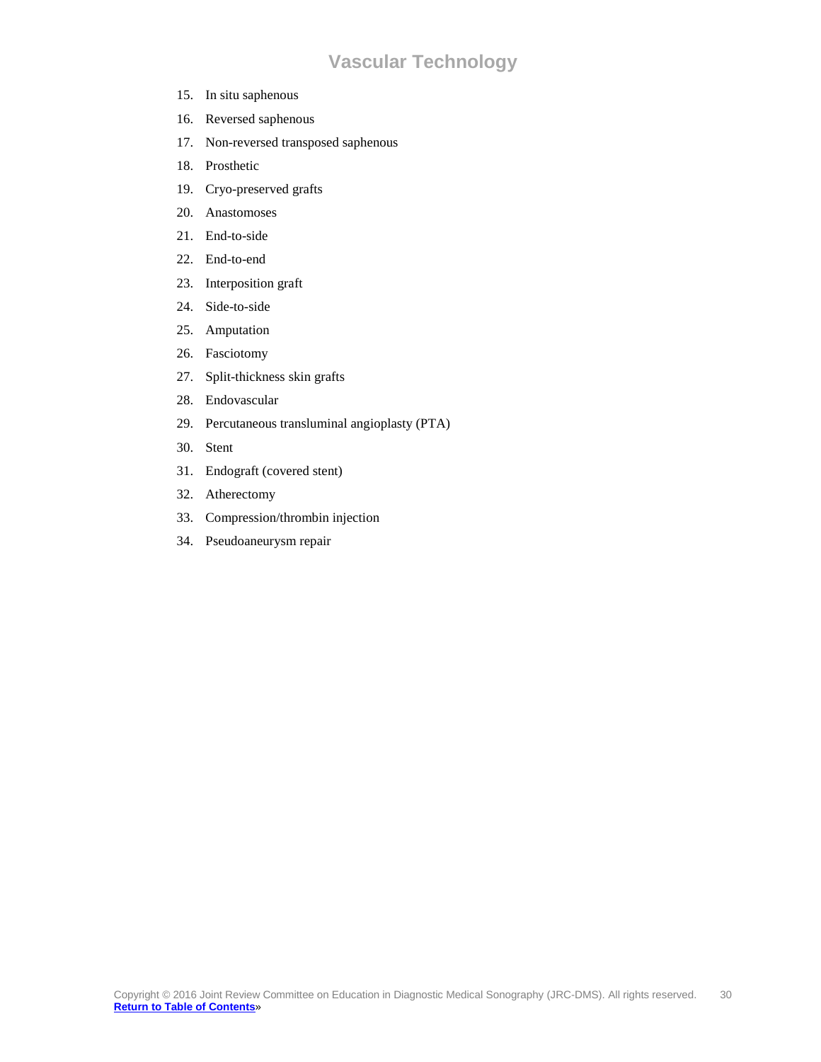15. In situ saphenous
16. Reversed saphenous
17. Non-reversed transposed saphenous
18. Prosthetic
19. Cryo-preserved grafts
20. Anastomoses
21. End-to-side
22. End-to-end
23. Interposition graft
24. Side-to-side
25. Amputation
26. Fasciotomy
27. Split-thickness skin grafts
28. Endovascular
29. Percutaneous transluminal angioplasty (PTA)
30. Stent
31. Endograft (covered stent)
32. Atherectomy
33. Compression/thrombin injection
34. Pseudoaneurysm repair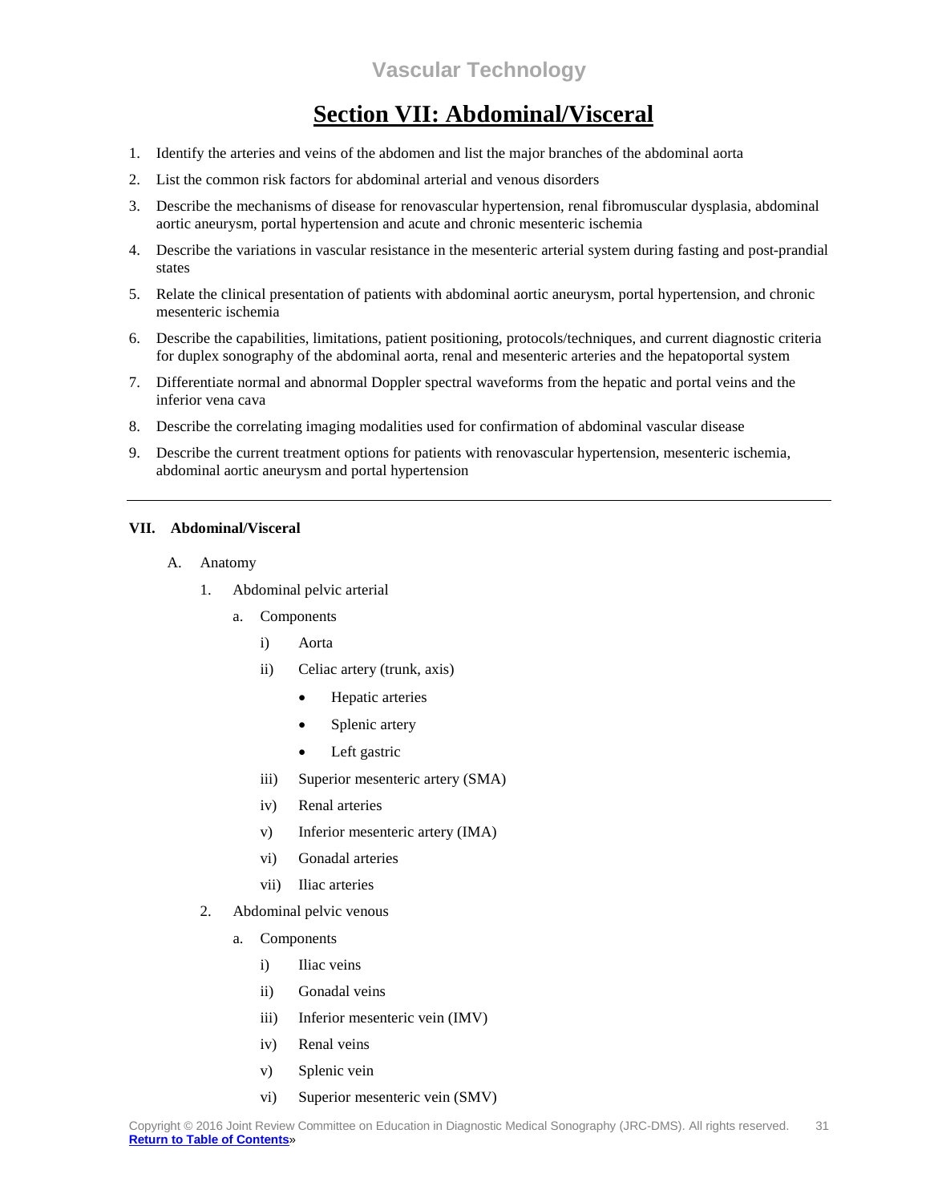## Section VII: Abdominal/Visceral

1. Identify the arteries and veins of the abdomen and list the major branches of the abdominal aorta
2. List the common risk factors for abdominal arterial and venous disorders
3. Describe the mechanisms of disease for renovascular hypertension, renal fibromuscular dysplasia, abdominal aortic aneurysm, portal hypertension and acute and chronic mesenteric ischemia
4. Describe the variations in vascular resistance in the mesenteric arterial system during fasting and post-prandial states
5. Relate the clinical presentation of patients with abdominal aortic aneurysm, portal hypertension, and chronic mesenteric ischemia
6. Describe the capabilities, limitations, patient positioning, protocols/techniques, and current diagnostic criteria for duplex sonography of the abdominal aorta, renal and mesenteric arteries and the hepatoportal system
7. Differentiate normal and abnormal Doppler spectral waveforms from the hepatic and portal veins and the inferior vena cava
8. Describe the correlating imaging modalities used for confirmation of abdominal vascular disease
9. Describe the current treatment options for patients with renovascular hypertension, mesenteric ischemia, abdominal aortic aneurysm and portal hypertension

---

**VII. Abdominal/Visceral**

- A. Anatomy
  - 1. Abdominal pelvic arterial
    - a. Components
      - i) Aorta
      - ii) Celiac artery (trunk, axis)
        - Hepatic arteries
        - Splenic artery
        - Left gastric
      - iii) Superior mesenteric artery (SMA)
      - iv) Renal arteries
      - v) Inferior mesenteric artery (IMA)
      - vi) Gonadal arteries
      - vii) Iliac arteries
  - 2. Abdominal pelvic venous
    - a. Components
      - i) Iliac veins
      - ii) Gonadal veins
      - iii) Inferior mesenteric vein (IMV)
      - iv) Renal veins
      - v) Splenic vein
      - vi) Superior mesenteric vein (SMV)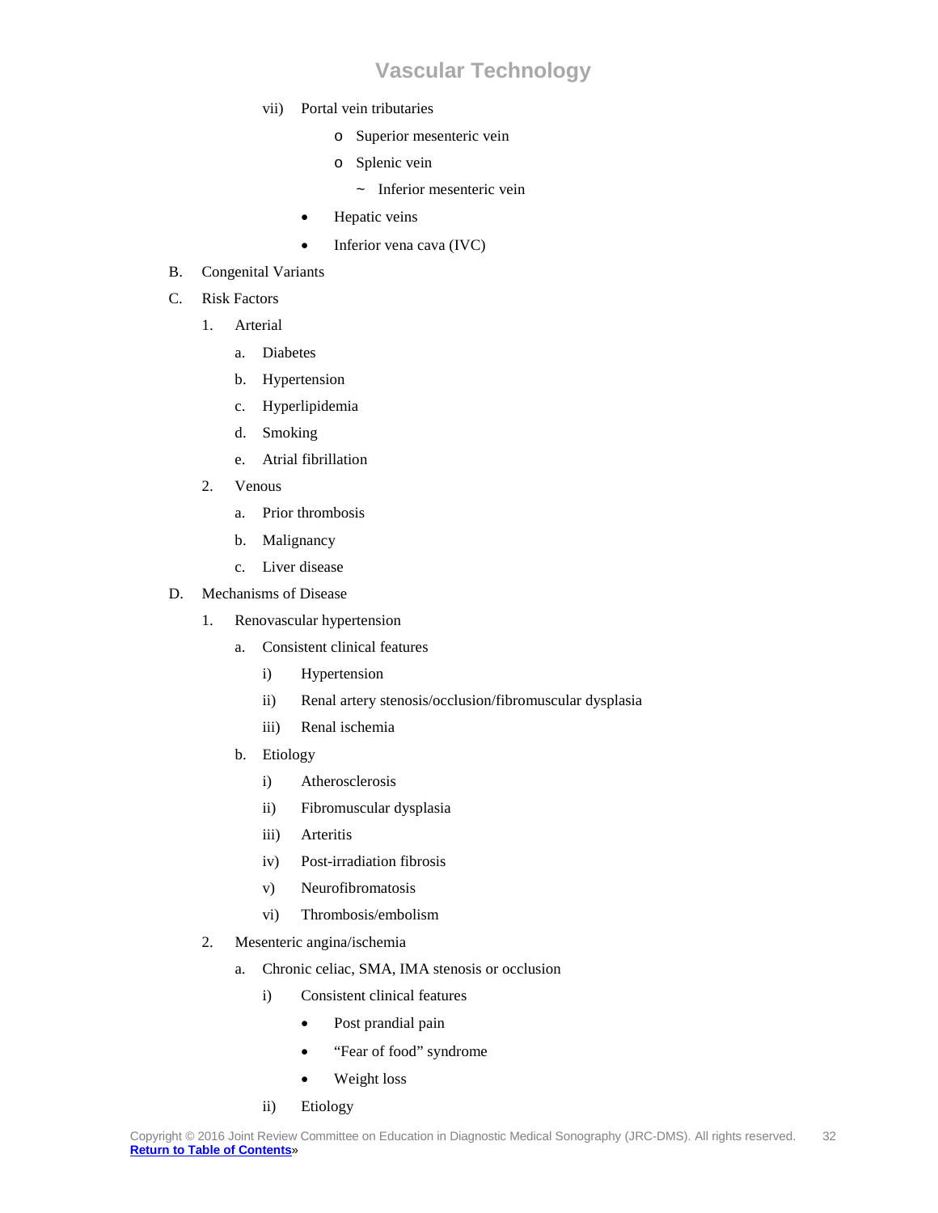- vii) Portal vein tributaries
  - o Superior mesenteric vein
  - o Splenic vein
    - ~ Inferior mesenteric vein
- Hepatic veins
- Inferior vena cava (IVC)

B. Congenital Variants

C. Risk Factors

1. Arterial
   - a. Diabetes
   - b. Hypertension
   - c. Hyperlipidemia
   - d. Smoking
   - e. Atrial fibrillation
2. Venous
   - a. Prior thrombosis
   - b. Malignancy
   - c. Liver disease

D. Mechanisms of Disease

1. Renovascular hypertension
   - a. Consistent clinical features
     - i) Hypertension
     - ii) Renal artery stenosis/occlusion/fibromuscular dysplasia
     - iii) Renal ischemia
   - b. Etiology
     - i) Atherosclerosis
     - ii) Fibromuscular dysplasia
     - iii) Arteritis
     - iv) Post-irradiation fibrosis
     - v) Neurofibromatosis
     - vi) Thrombosis/embolism
2. Mesenteric angina/ischemia
   - a. Chronic celiac, SMA, IMA stenosis or occlusion
     - i) Consistent clinical features
       - Post prandial pain
       - "Fear of food" syndrome
       - Weight loss
     - ii) Etiology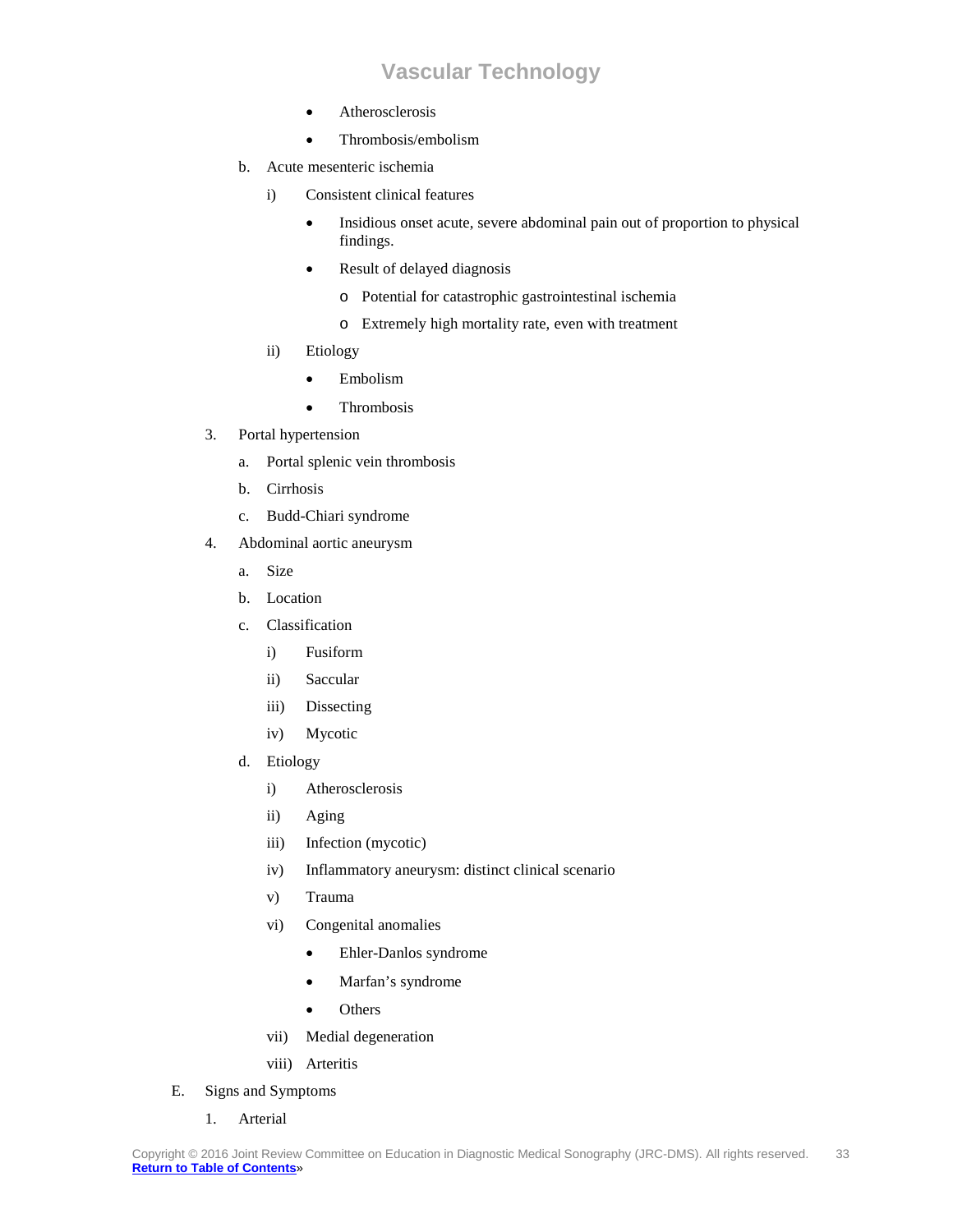- Atherosclerosis
- Thrombosis/embolism

b. Acute mesenteric ischemia

i) Consistent clinical features

- Insidious onset acute, severe abdominal pain out of proportion to physical findings.
- Result of delayed diagnosis
  - o Potential for catastrophic gastrointestinal ischemia
  - o Extremely high mortality rate, even with treatment

ii) Etiology

- Embolism
- Thrombosis

3. Portal hypertension

a. Portal splenic vein thrombosis

b. Cirrhosis

c. Budd-Chiari syndrome

4. Abdominal aortic aneurysm

a. Size

b. Location

c. Classification

i) Fusiform

ii) Saccular

iii) Dissecting

iv) Mycotic

d. Etiology

i) Atherosclerosis

ii) Aging

iii) Infection (mycotic)

iv) Inflammatory aneurysm: distinct clinical scenario

v) Trauma

vi) Congenital anomalies

- Ehler-Danlos syndrome
- Marfan's syndrome
- Others

vii) Medial degeneration

viii) Arteritis

E. Signs and Symptoms

1. Arterial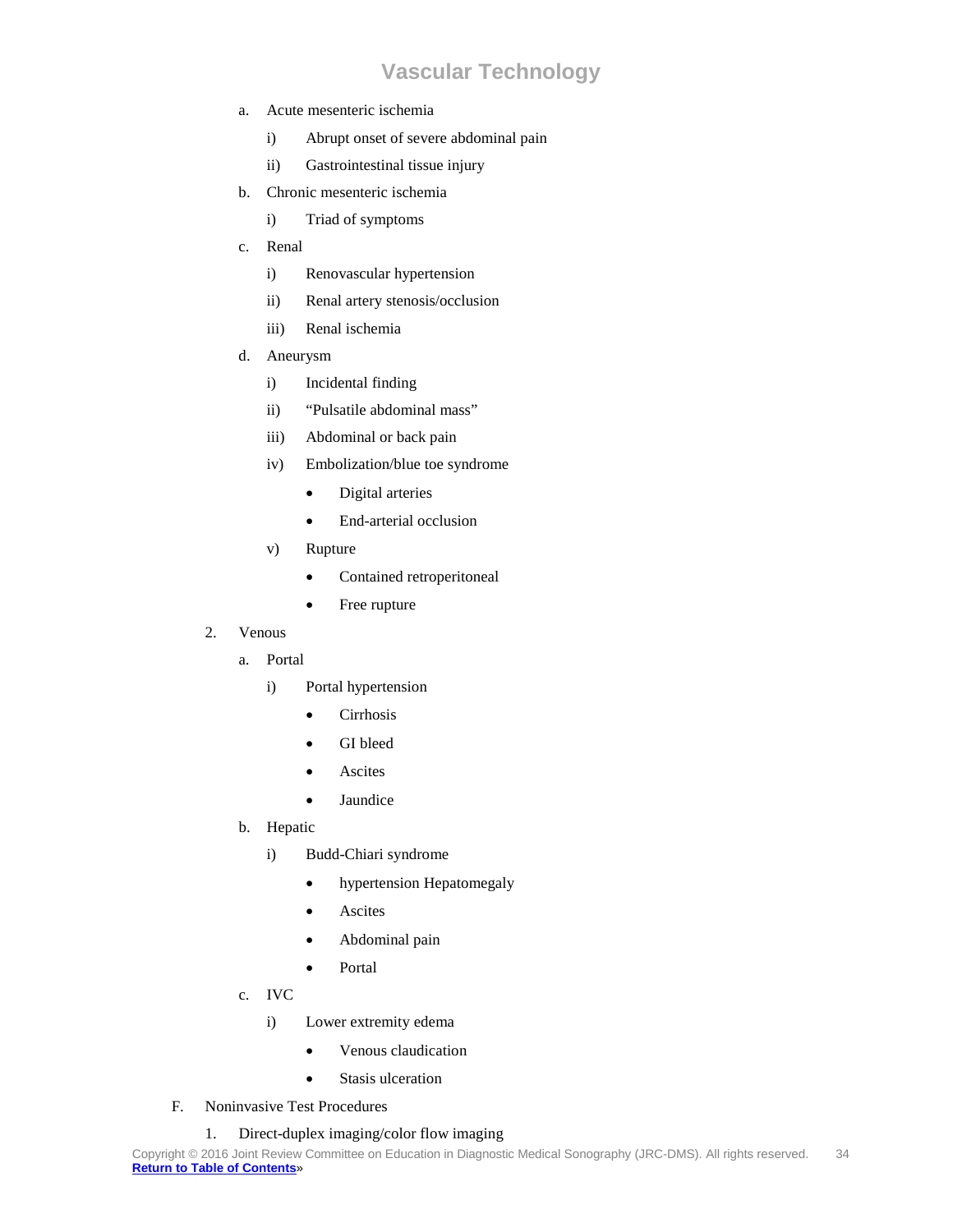- a. Acute mesenteric ischemia
  - i) Abrupt onset of severe abdominal pain
  - ii) Gastrointestinal tissue injury
- b. Chronic mesenteric ischemia
  - i) Triad of symptoms
- c. Renal
  - i) Renovascular hypertension
  - ii) Renal artery stenosis/occlusion
  - iii) Renal ischemia
- d. Aneurysm
  - i) Incidental finding
  - ii) "Pulsatile abdominal mass"
  - iii) Abdominal or back pain
  - iv) Embolization/blue toe syndrome
    - Digital arteries
    - End-arterial occlusion
  - v) Rupture
    - Contained retroperitoneal
    - Free rupture

2. Venous
   - a. Portal
     - i) Portal hypertension
       - Cirrhosis
       - GI bleed
       - Ascites
       - Jaundice
   - b. Hepatic
     - i) Budd-Chiari syndrome
       - hypertension Hepatomegaly
       - Ascites
       - Abdominal pain
       - Portal
   - c. IVC
     - i) Lower extremity edema
       - Venous claudication
       - Stasis ulceration

F. Noninvasive Test Procedures

1. Direct-duplex imaging/color flow imaging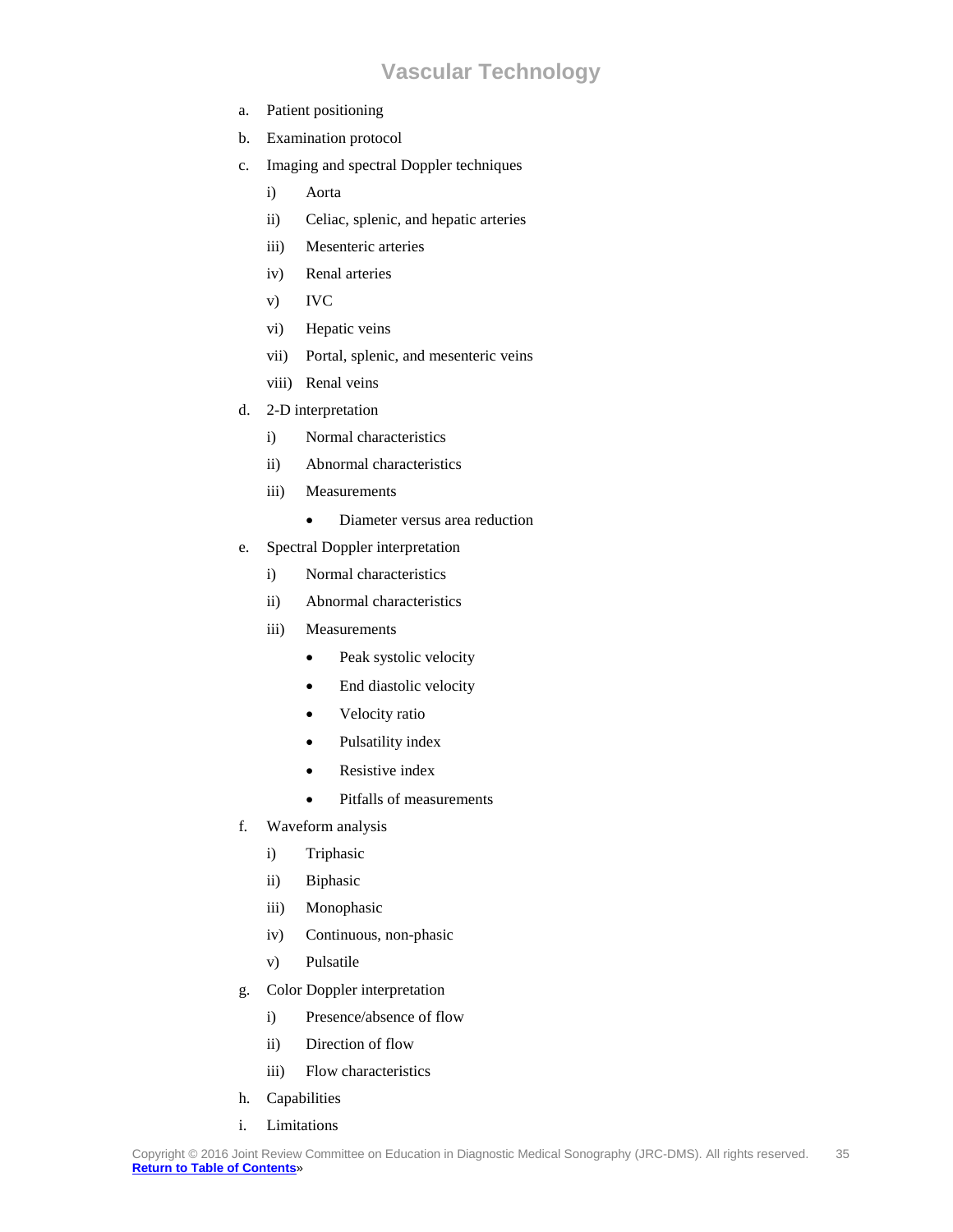a. Patient positioning

b. Examination protocol

c. Imaging and spectral Doppler techniques

    i) Aorta

    ii) Celiac, splenic, and hepatic arteries

    iii) Mesenteric arteries

    iv) Renal arteries

    v) IVC

    vi) Hepatic veins

    vii) Portal, splenic, and mesenteric veins

    viii) Renal veins

d. 2-D interpretation

    i) Normal characteristics

    ii) Abnormal characteristics

    iii) Measurements

    - Diameter versus area reduction

e. Spectral Doppler interpretation

    i) Normal characteristics

    ii) Abnormal characteristics

    iii) Measurements

    - Peak systolic velocity
    - End diastolic velocity
    - Velocity ratio
    - Pulsatility index
    - Resistive index
    - Pitfalls of measurements

f. Waveform analysis

    i) Triphasic

    ii) Biphasic

    iii) Monophasic

    iv) Continuous, non-phasic

    v) Pulsatile

g. Color Doppler interpretation

    i) Presence/absence of flow

    ii) Direction of flow

    iii) Flow characteristics

h. Capabilities

i. Limitations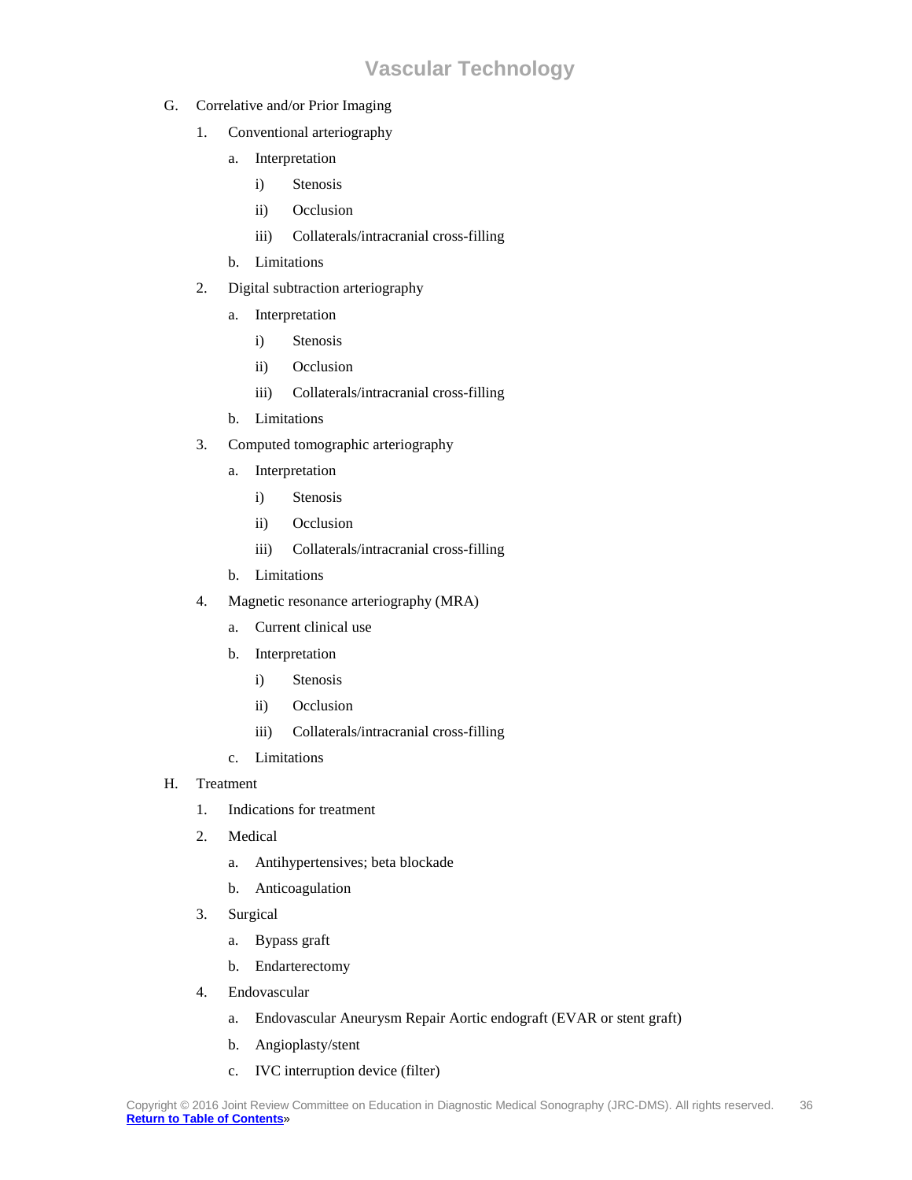G. Correlative and/or Prior Imaging

1. Conventional arteriography
    a. Interpretation
        i) Stenosis
        ii) Occlusion
        iii) Collaterals/intracranial cross-filling
    b. Limitations
2. Digital subtraction arteriography
    a. Interpretation
        i) Stenosis
        ii) Occlusion
        iii) Collaterals/intracranial cross-filling
    b. Limitations
3. Computed tomographic arteriography
    a. Interpretation
        i) Stenosis
        ii) Occlusion
        iii) Collaterals/intracranial cross-filling
    b. Limitations
4. Magnetic resonance arteriography (MRA)
    a. Current clinical use
    b. Interpretation
        i) Stenosis
        ii) Occlusion
        iii) Collaterals/intracranial cross-filling
    c. Limitations

H. Treatment

1. Indications for treatment
2. Medical
    a. Antihypertensives; beta blockade
    b. Anticoagulation
3. Surgical
    a. Bypass graft
    b. Endarterectomy
4. Endovascular
    a. Endovascular Aneurysm Repair Aortic endograft (EVAR or stent graft)
    b. Angioplasty/stent
    c. IVC interruption device (filter)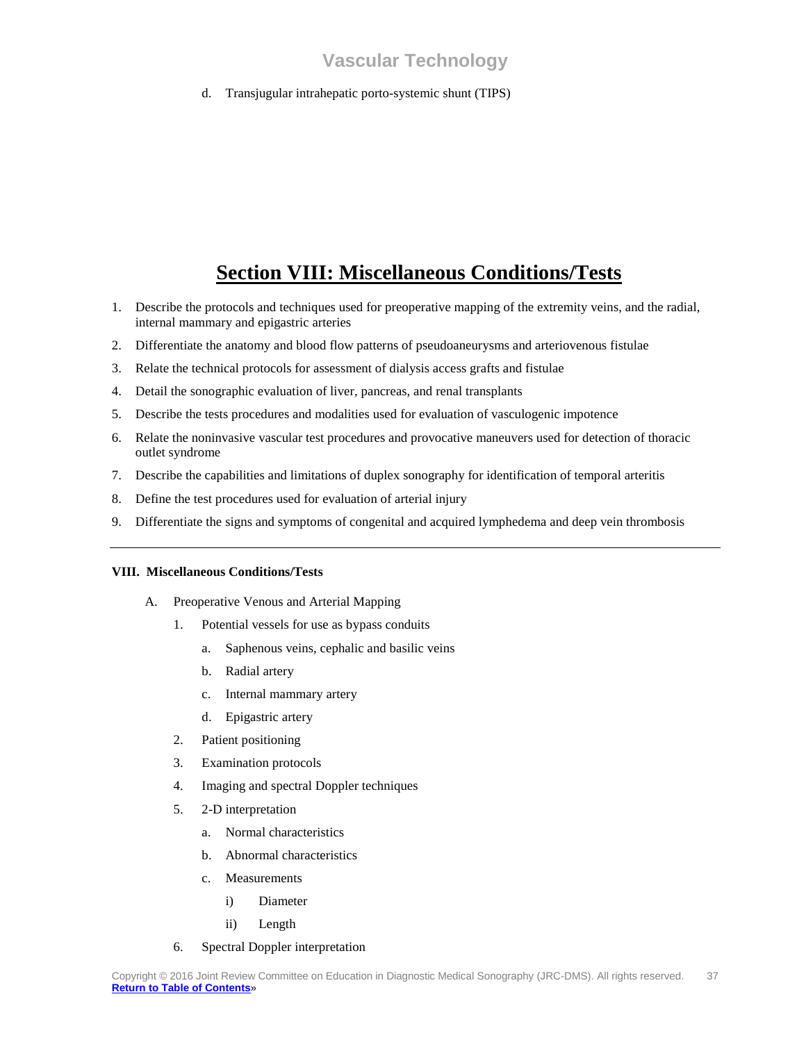d. Transjugular intrahepatic porto-systemic shunt (TIPS)

# Section VIII: Miscellaneous Conditions/Tests

1. Describe the protocols and techniques used for preoperative mapping of the extremity veins, and the radial, internal mammary and epigastric arteries
2. Differentiate the anatomy and blood flow patterns of pseudoaneurysms and arteriovenous fistulae
3. Relate the technical protocols for assessment of dialysis access grafts and fistulae
4. Detail the sonographic evaluation of liver, pancreas, and renal transplants
5. Describe the tests procedures and modalities used for evaluation of vasculogenic impotence
6. Relate the noninvasive vascular test procedures and provocative maneuvers used for detection of thoracic outlet syndrome
7. Describe the capabilities and limitations of duplex sonography for identification of temporal arteritis
8. Define the test procedures used for evaluation of arterial injury
9. Differentiate the signs and symptoms of congenital and acquired lymphedema and deep vein thrombosis

---

**VIII. Miscellaneous Conditions/Tests**

- A. Preoperative Venous and Arterial Mapping
  - 1. Potential vessels for use as bypass conduits
    - a. Saphenous veins, cephalic and basilic veins
    - b. Radial artery
    - c. Internal mammary artery
    - d. Epigastric artery
  - 2. Patient positioning
  - 3. Examination protocols
  - 4. Imaging and spectral Doppler techniques
  - 5. 2-D interpretation
    - a. Normal characteristics
    - b. Abnormal characteristics
    - c. Measurements
      - i) Diameter
      - ii) Length
  - 6. Spectral Doppler interpretation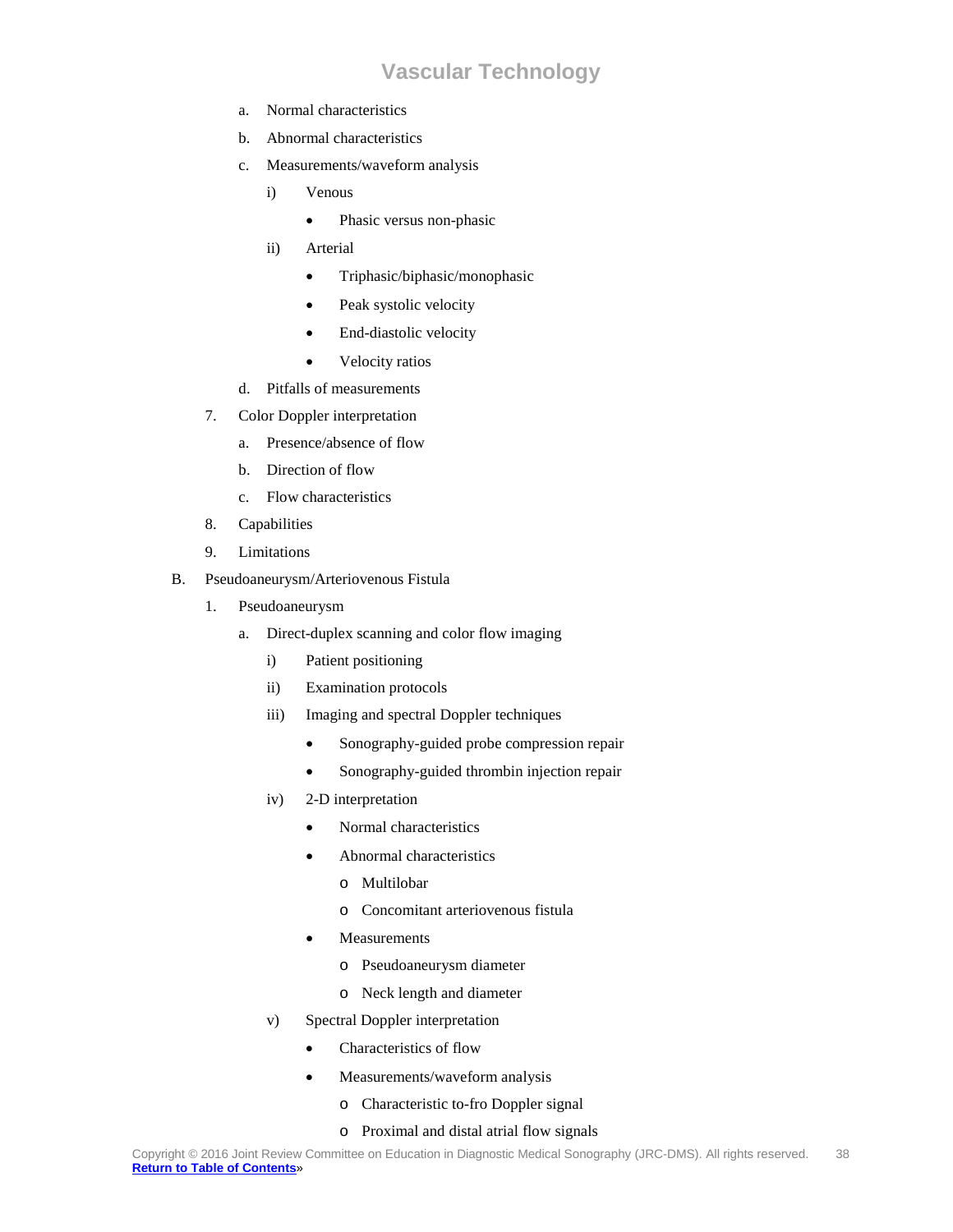a. Normal characteristics
b. Abnormal characteristics
c. Measurements/waveform analysis
    i) Venous
        - Phasic versus non-phasic
    ii) Arterial
        - Triphasic/biphasic/monophasic
        - Peak systolic velocity
        - End-diastolic velocity
        - Velocity ratios
d. Pitfalls of measurements

7. Color Doppler interpretation
    a. Presence/absence of flow
    b. Direction of flow
    c. Flow characteristics
8. Capabilities
9. Limitations

B. Pseudoaneurysm/Arteriovenous Fistula

1. Pseudoaneurysm
    a. Direct-duplex scanning and color flow imaging
        i) Patient positioning
        ii) Examination protocols
        iii) Imaging and spectral Doppler techniques
            - Sonography-guided probe compression repair
            - Sonography-guided thrombin injection repair
        iv) 2-D interpretation
            - Normal characteristics
            - Abnormal characteristics
                - Multilobar
                - Concomitant arteriovenous fistula
            - Measurements
                - Pseudoaneurysm diameter
                - Neck length and diameter
        v) Spectral Doppler interpretation
            - Characteristics of flow
            - Measurements/waveform analysis
                - Characteristic to-fro Doppler signal
                - Proximal and distal atrial flow signals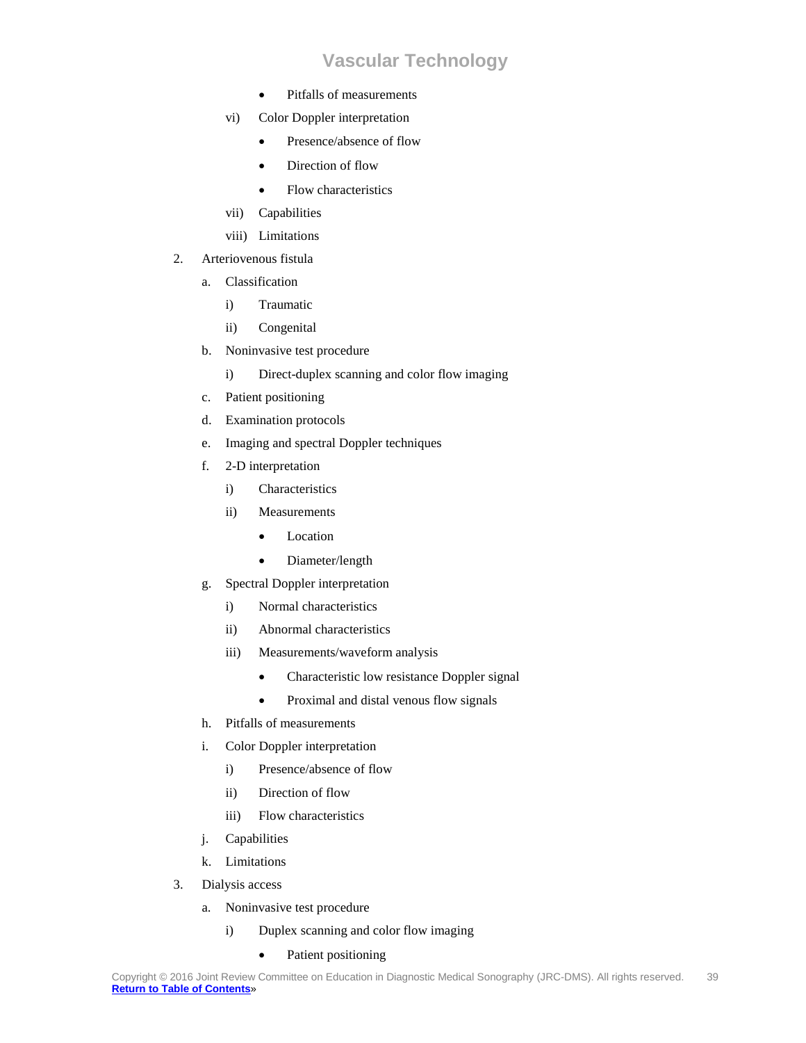- Pitfalls of measurements

vi) Color Doppler interpretation

- Presence/absence of flow
- Direction of flow
- Flow characteristics

vii) Capabilities

viii) Limitations

2. Arteriovenous fistula
    a. Classification
        i) Traumatic
        ii) Congenital
    b. Noninvasive test procedure
        i) Direct-duplex scanning and color flow imaging
    c. Patient positioning
    d. Examination protocols
    e. Imaging and spectral Doppler techniques
    f. 2-D interpretation
        i) Characteristics
        ii) Measurements
            - Location
            - Diameter/length
    g. Spectral Doppler interpretation
        i) Normal characteristics
        ii) Abnormal characteristics
        iii) Measurements/waveform analysis
            - Characteristic low resistance Doppler signal
            - Proximal and distal venous flow signals
    h. Pitfalls of measurements
    i. Color Doppler interpretation
        i) Presence/absence of flow
        ii) Direction of flow
        iii) Flow characteristics
    j. Capabilities
    k. Limitations
3. Dialysis access
    a. Noninvasive test procedure
        i) Duplex scanning and color flow imaging
            - Patient positioning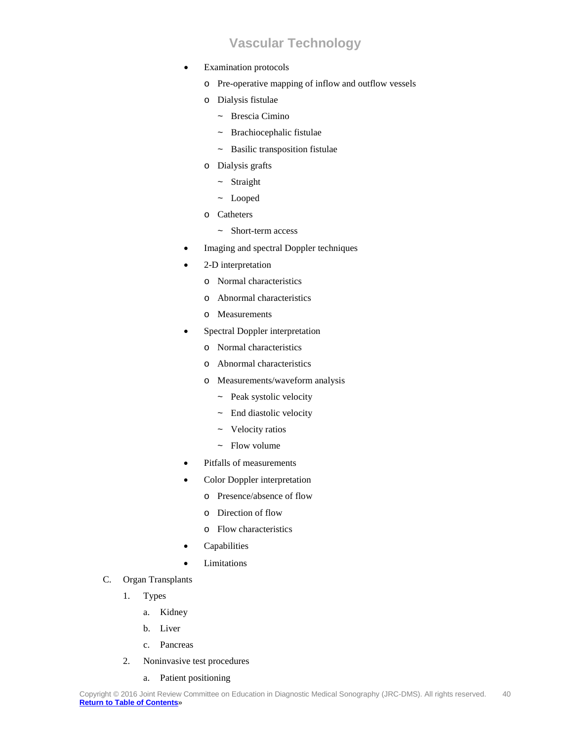- Examination protocols
  - Pre-operative mapping of inflow and outflow vessels
  - Dialysis fistulae
    - Brescia Cimino
    - Brachiocephalic fistulae
    - Basilic transposition fistulae
  - Dialysis grafts
    - Straight
    - Looped
  - Catheters
    - Short-term access
- Imaging and spectral Doppler techniques
- 2-D interpretation
  - Normal characteristics
  - Abnormal characteristics
  - Measurements
- Spectral Doppler interpretation
  - Normal characteristics
  - Abnormal characteristics
  - Measurements/waveform analysis
    - Peak systolic velocity
    - End diastolic velocity
    - Velocity ratios
    - Flow volume
- Pitfalls of measurements
- Color Doppler interpretation
  - Presence/absence of flow
  - Direction of flow
  - Flow characteristics
- Capabilities
- Limitations

C. Organ Transplants

1. Types
   a. Kidney
   b. Liver
   c. Pancreas
2. Noninvasive test procedures
   a. Patient positioning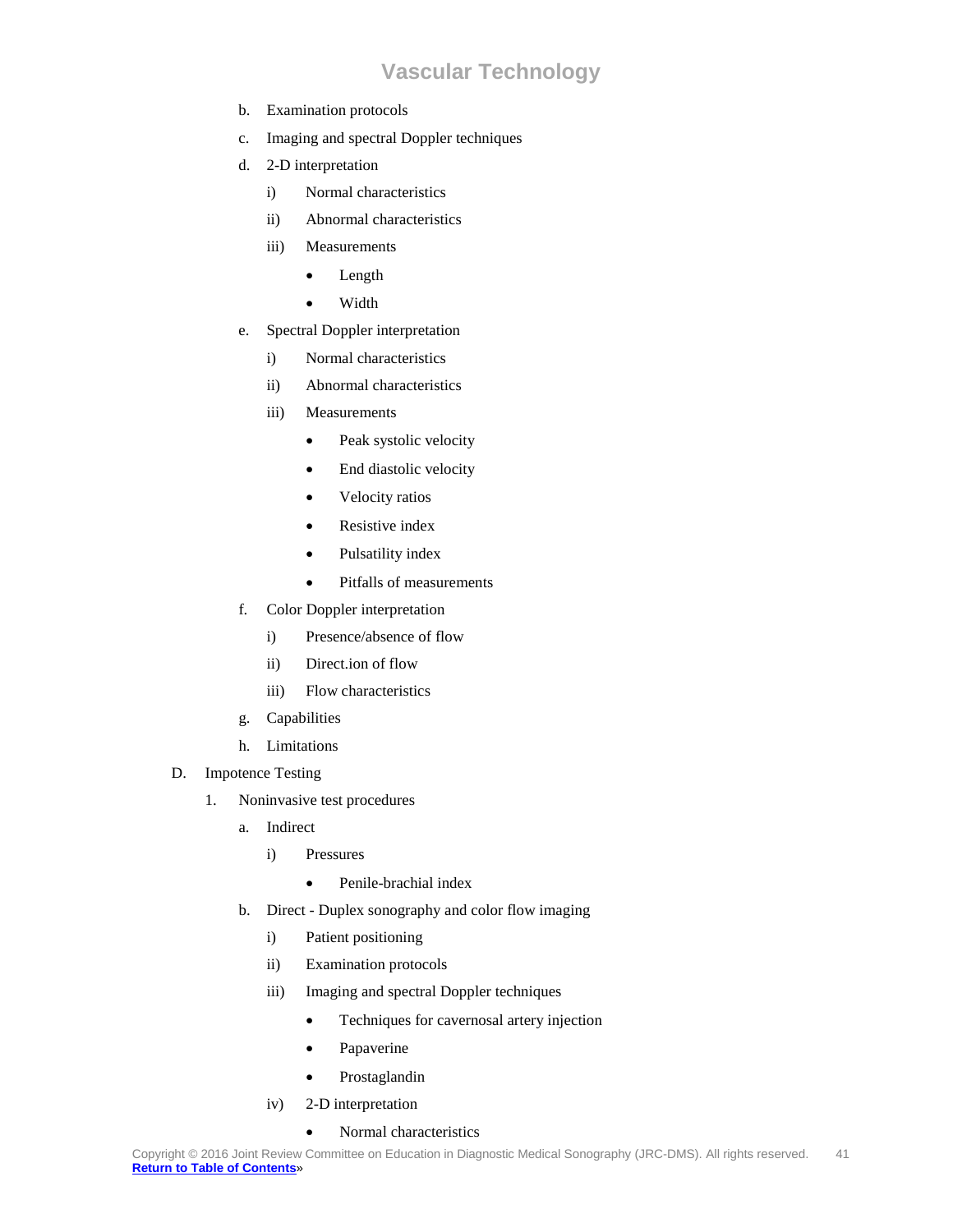- b. Examination protocols
- c. Imaging and spectral Doppler techniques
- d. 2-D interpretation
  - i) Normal characteristics
  - ii) Abnormal characteristics
  - iii) Measurements
    - Length
    - Width
- e. Spectral Doppler interpretation
  - i) Normal characteristics
  - ii) Abnormal characteristics
  - iii) Measurements
    - Peak systolic velocity
    - End diastolic velocity
    - Velocity ratios
    - Resistive index
    - Pulsatility index
    - Pitfalls of measurements
- f. Color Doppler interpretation
  - i) Presence/absence of flow
  - ii) Direct.ion of flow
  - iii) Flow characteristics
- g. Capabilities
- h. Limitations

D. Impotence Testing

1. Noninvasive test procedures
   - a. Indirect
     - i) Pressures
       - Penile-brachial index
   - b. Direct - Duplex sonography and color flow imaging
     - i) Patient positioning
     - ii) Examination protocols
     - iii) Imaging and spectral Doppler techniques
       - Techniques for cavernosal artery injection
       - Papaverine
       - Prostaglandin
     - iv) 2-D interpretation
       - Normal characteristics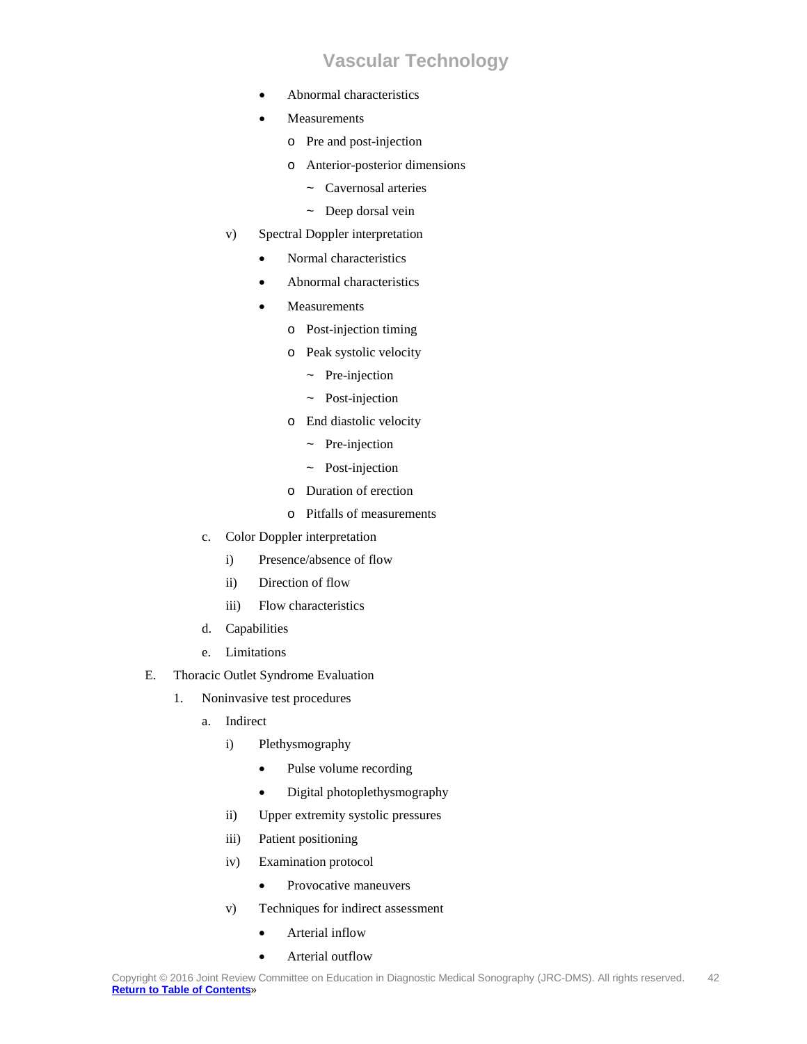- Abnormal characteristics
- Measurements
  - Pre and post-injection
  - Anterior-posterior dimensions
    - Cavernosal arteries
    - Deep dorsal vein

v) Spectral Doppler interpretation

- Normal characteristics
- Abnormal characteristics
- Measurements
  - Post-injection timing
  - Peak systolic velocity
    - Pre-injection
    - Post-injection
  - End diastolic velocity
    - Pre-injection
    - Post-injection
  - Duration of erection
  - Pitfalls of measurements

c. Color Doppler interpretation

i) Presence/absence of flow

ii) Direction of flow

iii) Flow characteristics

d. Capabilities

e. Limitations

E. Thoracic Outlet Syndrome Evaluation

1. Noninvasive test procedures

a. Indirect

i) Plethysmography

- Pulse volume recording
- Digital photoplethysmography

ii) Upper extremity systolic pressures

iii) Patient positioning

iv) Examination protocol

- Provocative maneuvers

v) Techniques for indirect assessment

- Arterial inflow
- Arterial outflow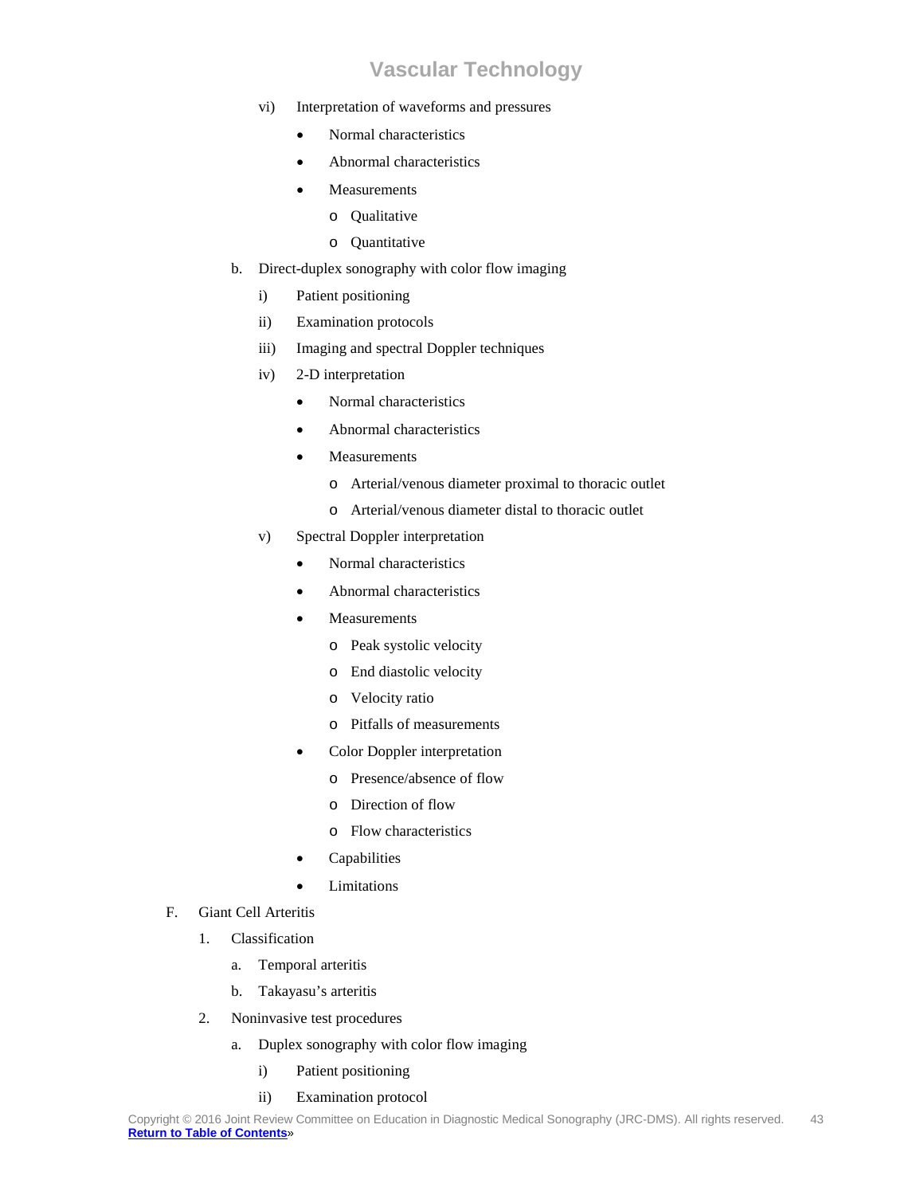vi) Interpretation of waveforms and pressures
- Normal characteristics
- Abnormal characteristics
- Measurements
  - Qualitative
  - Quantitative

b. Direct-duplex sonography with color flow imaging

i) Patient positioning

ii) Examination protocols

iii) Imaging and spectral Doppler techniques

iv) 2-D interpretation
- Normal characteristics
- Abnormal characteristics
- Measurements
  - Arterial/venous diameter proximal to thoracic outlet
  - Arterial/venous diameter distal to thoracic outlet

v) Spectral Doppler interpretation
- Normal characteristics
- Abnormal characteristics
- Measurements
  - Peak systolic velocity
  - End diastolic velocity
  - Velocity ratio
  - Pitfalls of measurements
- Color Doppler interpretation
  - Presence/absence of flow
  - Direction of flow
  - Flow characteristics
- Capabilities
- Limitations

F. Giant Cell Arteritis

1. Classification

a. Temporal arteritis

b. Takayasu's arteritis

2. Noninvasive test procedures

a. Duplex sonography with color flow imaging

i) Patient positioning

ii) Examination protocol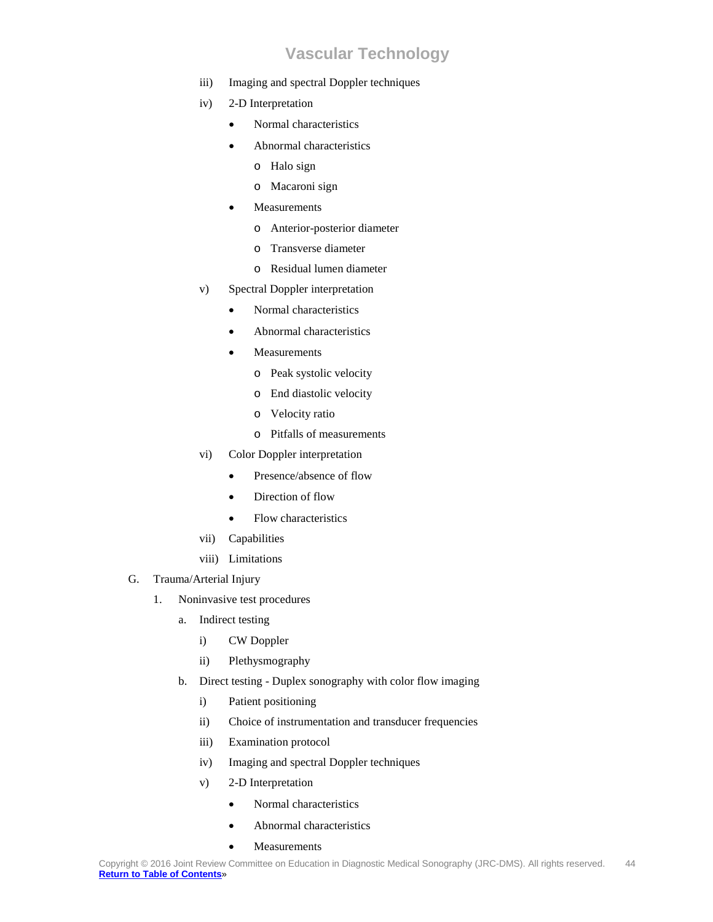iii) Imaging and spectral Doppler techniques

iv) 2-D Interpretation

- Normal characteristics
- Abnormal characteristics
  - Halo sign
  - Macaroni sign
- Measurements
  - Anterior-posterior diameter
  - Transverse diameter
  - Residual lumen diameter

v) Spectral Doppler interpretation

- Normal characteristics
- Abnormal characteristics
- Measurements
  - Peak systolic velocity
  - End diastolic velocity
  - Velocity ratio
  - Pitfalls of measurements

vi) Color Doppler interpretation

- Presence/absence of flow
- Direction of flow
- Flow characteristics

vii) Capabilities

viii) Limitations

G. Trauma/Arterial Injury

1. Noninvasive test procedures

a. Indirect testing

i) CW Doppler

ii) Plethysmography

b. Direct testing - Duplex sonography with color flow imaging

i) Patient positioning

ii) Choice of instrumentation and transducer frequencies

iii) Examination protocol

iv) Imaging and spectral Doppler techniques

v) 2-D Interpretation

- Normal characteristics
- Abnormal characteristics
- Measurements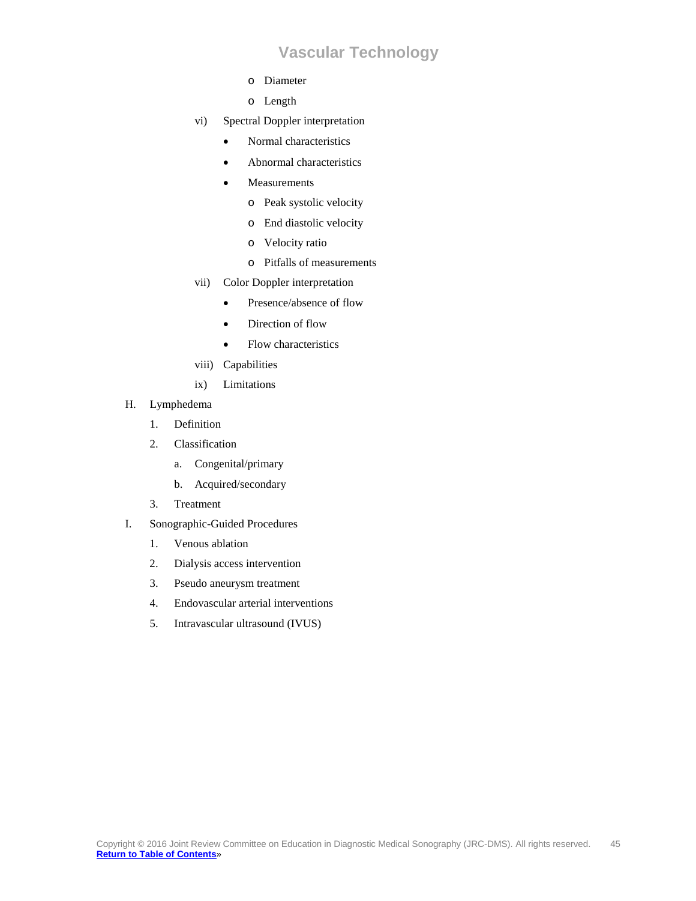- Diameter
- Length

vi) Spectral Doppler interpretation

- Normal characteristics
- Abnormal characteristics
- Measurements
  - Peak systolic velocity
  - End diastolic velocity
  - Velocity ratio
  - Pitfalls of measurements

vii) Color Doppler interpretation

- Presence/absence of flow
- Direction of flow
- Flow characteristics

viii) Capabilities

ix) Limitations

H. Lymphedema

1. Definition
2. Classification
   a. Congenital/primary
   b. Acquired/secondary
3. Treatment

I. Sonographic-Guided Procedures

1. Venous ablation
2. Dialysis access intervention
3. Pseudo aneurysm treatment
4. Endovascular arterial interventions
5. Intravascular ultrasound (IVUS)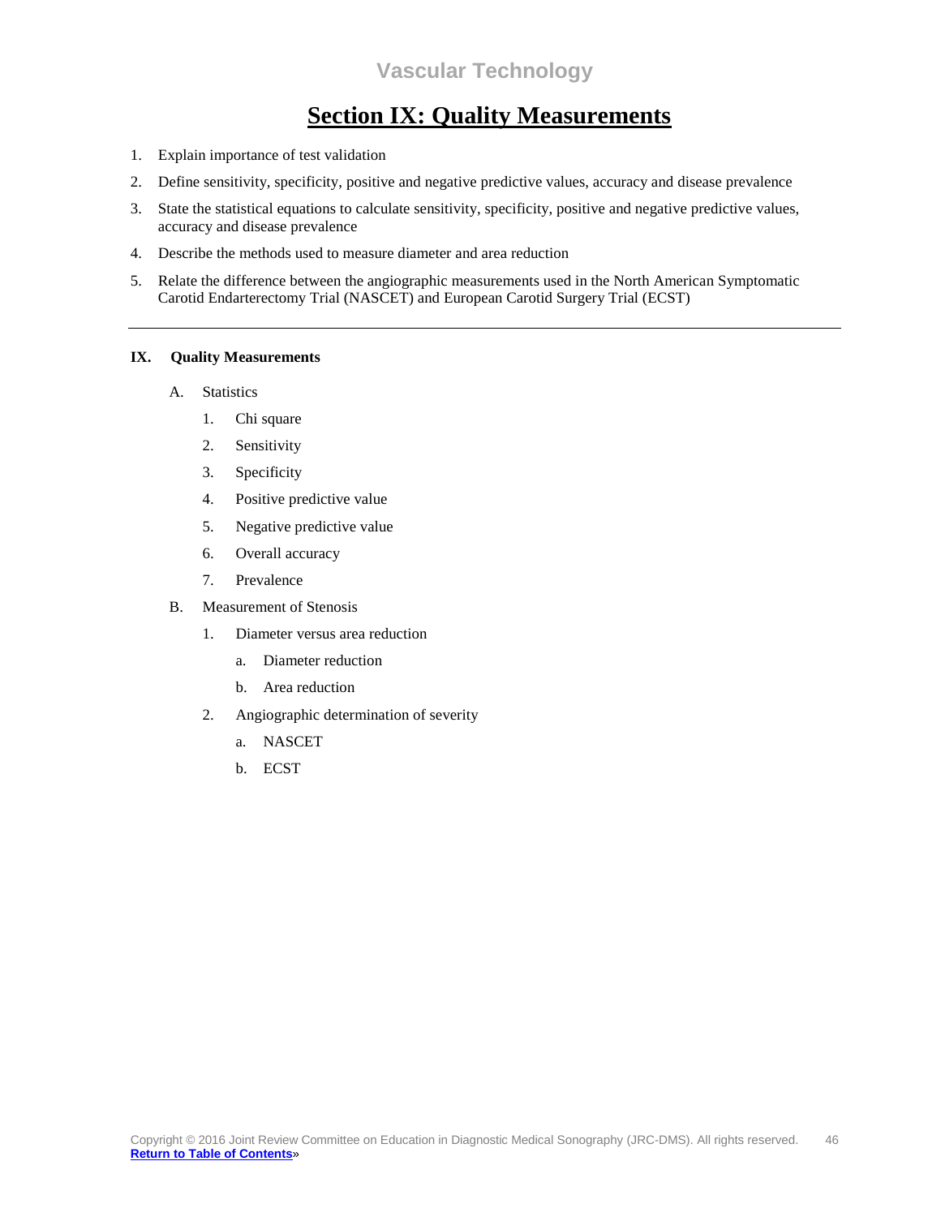# Section IX: Quality Measurements

1. Explain importance of test validation
2. Define sensitivity, specificity, positive and negative predictive values, accuracy and disease prevalence
3. State the statistical equations to calculate sensitivity, specificity, positive and negative predictive values, accuracy and disease prevalence
4. Describe the methods used to measure diameter and area reduction
5. Relate the difference between the angiographic measurements used in the North American Symptomatic Carotid Endarterectomy Trial (NASCET) and European Carotid Surgery Trial (ECST)

---

**IX. Quality Measurements**

- A. Statistics
  1. Chi square
  2. Sensitivity
  3. Specificity
  4. Positive predictive value
  5. Negative predictive value
  6. Overall accuracy
  7. Prevalence
- B. Measurement of Stenosis
  1. Diameter versus area reduction
     - a. Diameter reduction
     - b. Area reduction
  2. Angiographic determination of severity
     - a. NASCET
     - b. ECST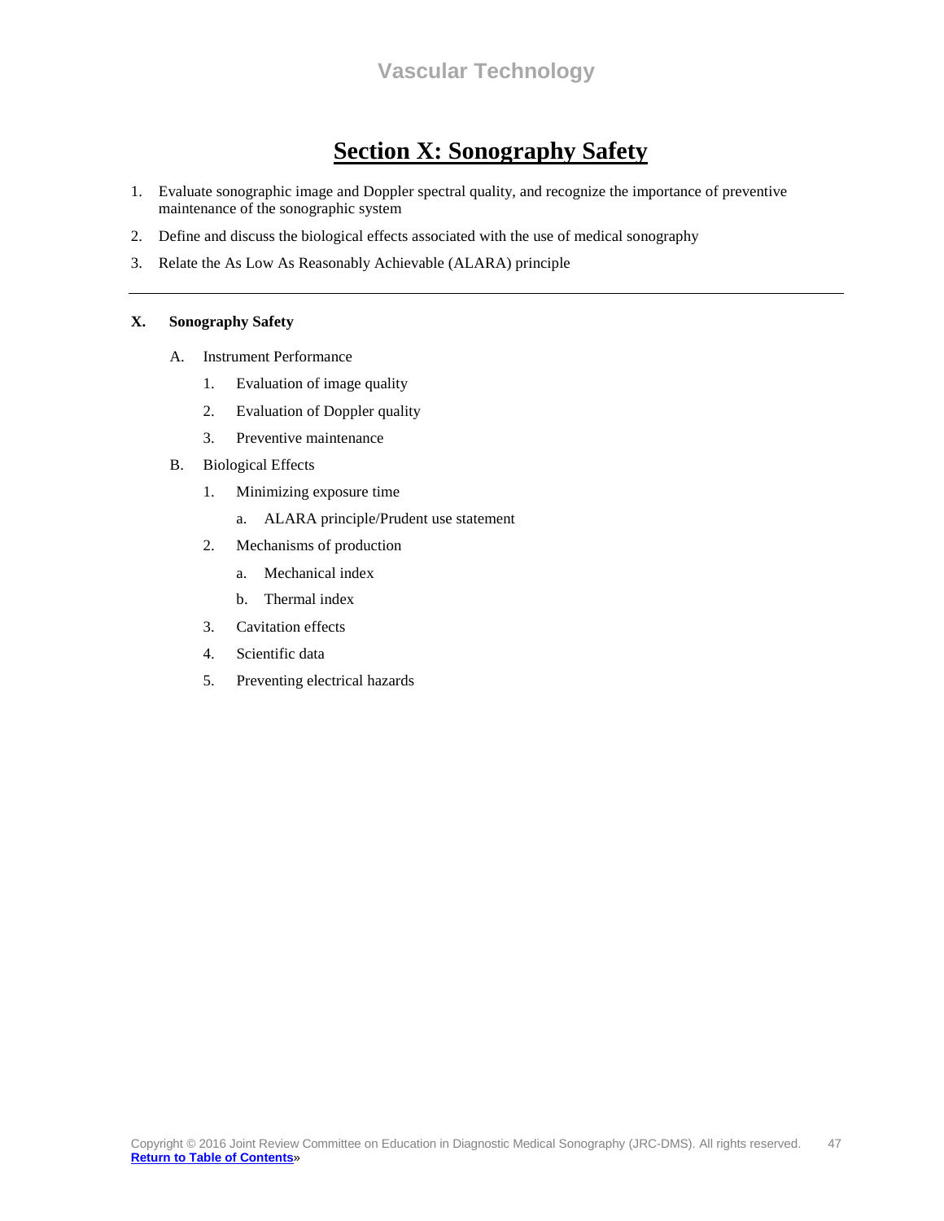# Section X: Sonography Safety

1. Evaluate sonographic image and Doppler spectral quality, and recognize the importance of preventive maintenance of the sonographic system
2. Define and discuss the biological effects associated with the use of medical sonography
3. Relate the As Low As Reasonably Achievable (ALARA) principle

---

**X. Sonography Safety**

- A. Instrument Performance
    1. Evaluation of image quality
    2. Evaluation of Doppler quality
    3. Preventive maintenance
- B. Biological Effects
    1. Minimizing exposure time
        - a. ALARA principle/Prudent use statement
    2. Mechanisms of production
        - a. Mechanical index
        - b. Thermal index
    3. Cavitation effects
    4. Scientific data
    5. Preventing electrical hazards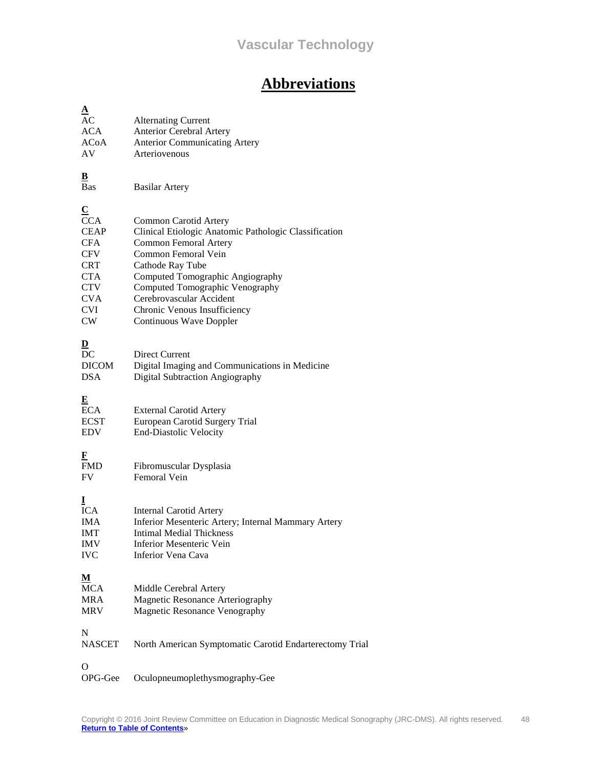# Abbreviations

**A**

| | |
|---|---|
| AC | Alternating Current |
| ACA | Anterior Cerebral Artery |
| ACoA | Anterior Communicating Artery |
| AV | Arteriovenous |

**B**

| | |
|---|---|
| Bas | Basilar Artery |

**C**

| | |
|---|---|
| CCA | Common Carotid Artery |
| CEAP | Clinical Etiologic Anatomic Pathologic Classification |
| CFA | Common Femoral Artery |
| CFV | Common Femoral Vein |
| CRT | Cathode Ray Tube |
| CTA | Computed Tomographic Angiography |
| CTV | Computed Tomographic Venography |
| CVA | Cerebrovascular Accident |
| CVI | Chronic Venous Insufficiency |
| CW | Continuous Wave Doppler |

**D**

| | |
|---|---|
| DC | Direct Current |
| DICOM | Digital Imaging and Communications in Medicine |
| DSA | Digital Subtraction Angiography |

**E**

| | |
|---|---|
| ECA | External Carotid Artery |
| ECST | European Carotid Surgery Trial |
| EDV | End-Diastolic Velocity |

**F**

| | |
|---|---|
| FMD | Fibromuscular Dysplasia |
| FV | Femoral Vein |

**I**

| | |
|---|---|
| ICA | Internal Carotid Artery |
| IMA | Inferior Mesenteric Artery; Internal Mammary Artery |
| IMT | Intimal Medial Thickness |
| IMV | Inferior Mesenteric Vein |
| IVC | Inferior Vena Cava |

**M**

| | |
|---|---|
| MCA | Middle Cerebral Artery |
| MRA | Magnetic Resonance Arteriography |
| MRV | Magnetic Resonance Venography |

N

| | |
|---|---|
| NASCET | North American Symptomatic Carotid Endarterectomy Trial |

O

| | |
|---|---|
| OPG-Gee | Oculopneumoplethysmography-Gee |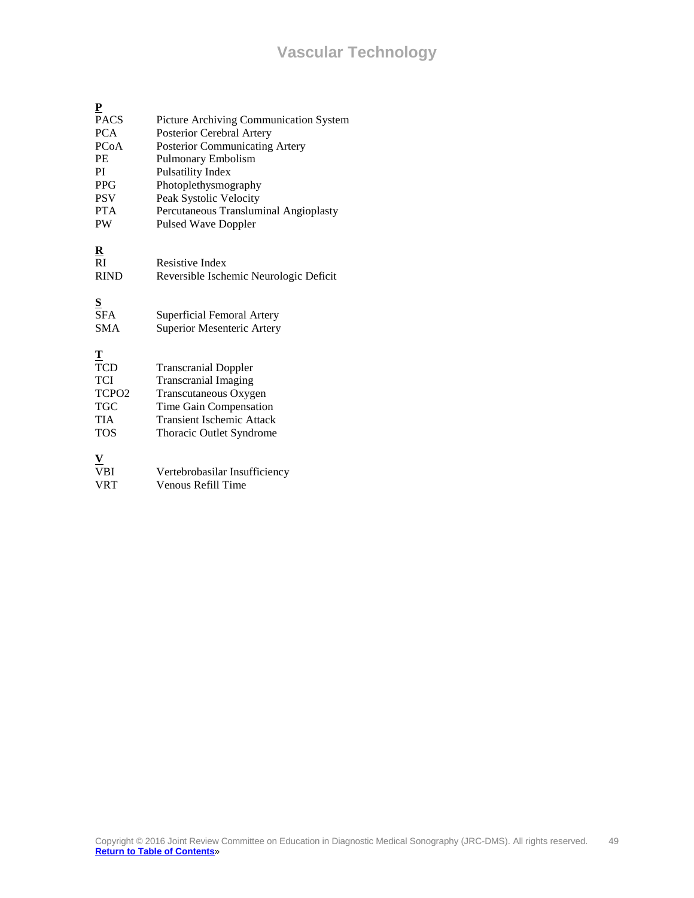**P**

| | |
|---|---|
| PACS | Picture Archiving Communication System |
| PCA | Posterior Cerebral Artery |
| PCoA | Posterior Communicating Artery |
| PE | Pulmonary Embolism |
| PI | Pulsatility Index |
| PPG | Photoplethysmography |
| PSV | Peak Systolic Velocity |
| PTA | Percutaneous Transluminal Angioplasty |
| PW | Pulsed Wave Doppler |

**R**

| | |
|---|---|
| RI | Resistive Index |
| RIND | Reversible Ischemic Neurologic Deficit |

**S**

| | |
|---|---|
| SFA | Superficial Femoral Artery |
| SMA | Superior Mesenteric Artery |

**T**

| | |
|---|---|
| TCD | Transcranial Doppler |
| TCI | Transcranial Imaging |
| TCPO2 | Transcutaneous Oxygen |
| TGC | Time Gain Compensation |
| TIA | Transient Ischemic Attack |
| TOS | Thoracic Outlet Syndrome |

**V**

| | |
|---|---|
| VBI | Vertebrobasilar Insufficiency |
| VRT | Venous Refill Time |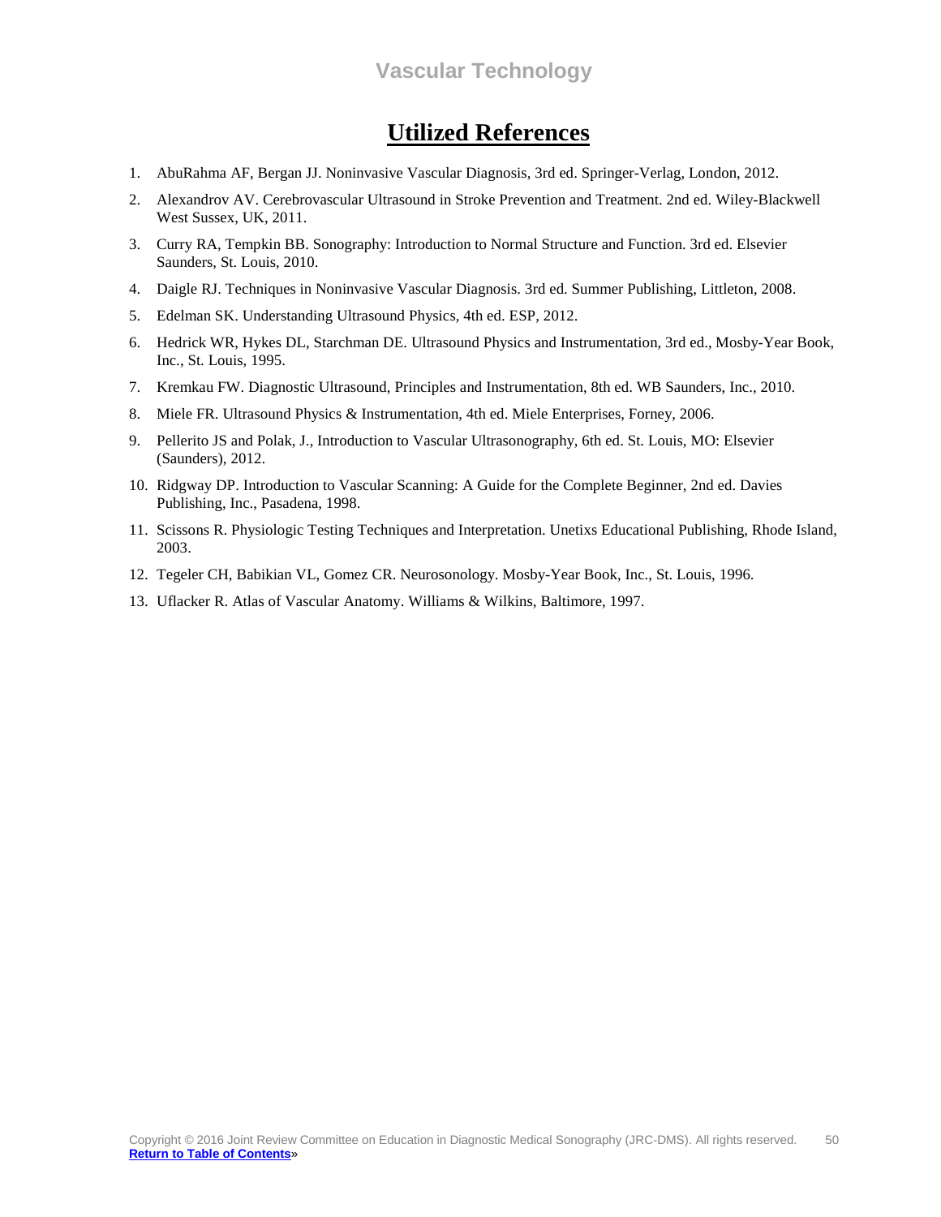# Utilized References

1. AbuRahma AF, Bergan JJ. Noninvasive Vascular Diagnosis, 3rd ed. Springer-Verlag, London, 2012.
2. Alexandrov AV. Cerebrovascular Ultrasound in Stroke Prevention and Treatment. 2nd ed. Wiley-Blackwell West Sussex, UK, 2011.
3. Curry RA, Tempkin BB. Sonography: Introduction to Normal Structure and Function. 3rd ed. Elsevier Saunders, St. Louis, 2010.
4. Daigle RJ. Techniques in Noninvasive Vascular Diagnosis. 3rd ed. Summer Publishing, Littleton, 2008.
5. Edelman SK. Understanding Ultrasound Physics, 4th ed. ESP, 2012.
6. Hedrick WR, Hykes DL, Starchman DE. Ultrasound Physics and Instrumentation, 3rd ed., Mosby-Year Book, Inc., St. Louis, 1995.
7. Kremkau FW. Diagnostic Ultrasound, Principles and Instrumentation, 8th ed. WB Saunders, Inc., 2010.
8. Miele FR. Ultrasound Physics & Instrumentation, 4th ed. Miele Enterprises, Forney, 2006.
9. Pellerito JS and Polak, J., Introduction to Vascular Ultrasonography, 6th ed. St. Louis, MO: Elsevier (Saunders), 2012.
10. Ridgway DP. Introduction to Vascular Scanning: A Guide for the Complete Beginner, 2nd ed. Davies Publishing, Inc., Pasadena, 1998.
11. Scissons R. Physiologic Testing Techniques and Interpretation. Unetixs Educational Publishing, Rhode Island, 2003.
12. Tegeler CH, Babikian VL, Gomez CR. Neurosonology. Mosby-Year Book, Inc., St. Louis, 1996.
13. Uflacker R. Atlas of Vascular Anatomy. Williams & Wilkins, Baltimore, 1997.